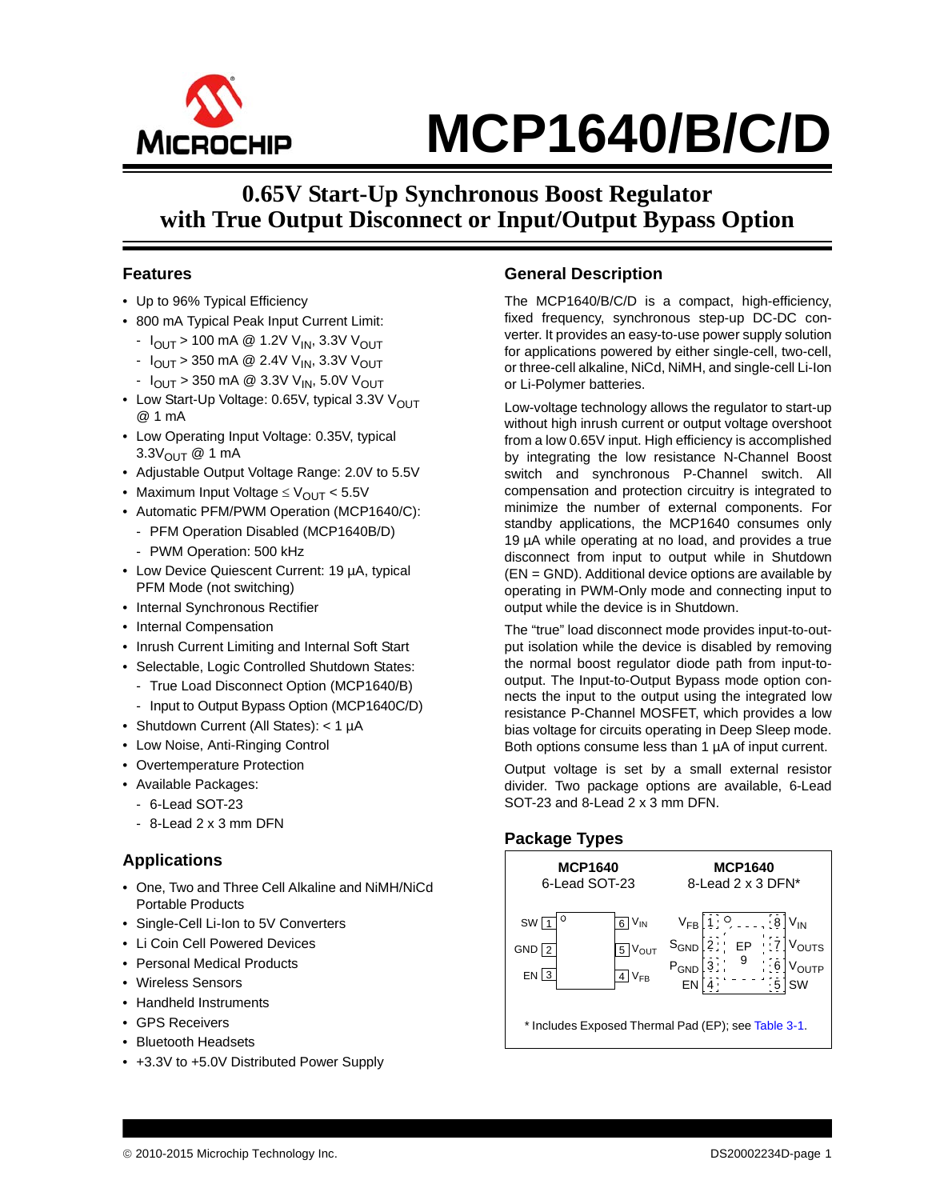# MCP1640/B/C/D

## 0.65V Start-Up Synchronous Boost Regulator with True Output Disconnect or Input/Output Bypass Option

## Features

- Up to 96% Typical Efficiency
- 800 mA Typical Peak Input Current Limit:
  - $I_{OUT}$ > 100 mA @ 1.2V $V_{IN}$, 3.3V $V_{OUT}$
  - $I_{OUT}$ > 350 mA @ 2.4V $V_{IN}$, 3.3V $V_{OUT}$
  - $I_{OUT}$ > 350 mA @ 3.3V $V_{IN}$, 5.0V $V_{OUT}$
- Low Start-Up Voltage: 0.65V, typical 3.3V $V_{OUT}$ @ 1 mA
- Low Operating Input Voltage: 0.35V, typical 3.3$V_{OUT}$ @ 1 mA
- Adjustable Output Voltage Range: 2.0V to 5.5V
- Maximum Input Voltage ≤ $V_{OUT}$ < 5.5V
- Automatic PFM/PWM Operation (MCP1640/C):
  - PFM Operation Disabled (MCP1640B/D)
  - PWM Operation: 500 kHz
- Low Device Quiescent Current: 19 µA, typical PFM Mode (not switching)
- Internal Synchronous Rectifier
- Internal Compensation
- Inrush Current Limiting and Internal Soft Start
- Selectable, Logic Controlled Shutdown States:
  - True Load Disconnect Option (MCP1640/B)
  - Input to Output Bypass Option (MCP1640C/D)
- Shutdown Current (All States): < 1 µA
- Low Noise, Anti-Ringing Control
- Overtemperature Protection
- Available Packages:
  - 6-Lead SOT-23
  - 8-Lead 2 x 3 mm DFN

## Applications

- One, Two and Three Cell Alkaline and NiMH/NiCd Portable Products
- Single-Cell Li-Ion to 5V Converters
- Li Coin Cell Powered Devices
- Personal Medical Products
- Wireless Sensors
- Handheld Instruments
- GPS Receivers
- Bluetooth Headsets
- +3.3V to +5.0V Distributed Power Supply

## General Description

The MCP1640/B/C/D is a compact, high-efficiency, fixed frequency, synchronous step-up DC-DC converter. It provides an easy-to-use power supply solution for applications powered by either single-cell, two-cell, or three-cell alkaline, NiCd, NiMH, and single-cell Li-Ion or Li-Polymer batteries.

Low-voltage technology allows the regulator to start-up without high inrush current or output voltage overshoot from a low 0.65V input. High efficiency is accomplished by integrating the low resistance N-Channel Boost switch and synchronous P-Channel switch. All compensation and protection circuitry is integrated to minimize the number of external components. For standby applications, the MCP1640 consumes only 19 µA while operating at no load, and provides a true disconnect from input to output while in Shutdown (EN = GND). Additional device options are available by operating in PWM-Only mode and connecting input to output while the device is in Shutdown.

The "true" load disconnect mode provides input-to-output isolation while the device is disabled by removing the normal boost regulator diode path from input-to-output. The Input-to-Output Bypass mode option connects the input to the output using the integrated low resistance P-Channel MOSFET, which provides a low bias voltage for circuits operating in Deep Sleep mode. Both options consume less than 1 µA of input current.

Output voltage is set by a small external resistor divider. Two package options are available, 6-Lead SOT-23 and 8-Lead 2 x 3 mm DFN.

## Package Types

**MCP1640**
6-Lead SOT-23

| Pin | Name | Pin | Name |
|---|---|---|---|
| 1 | SW | 6 | $V_{IN}$ |
| 2 | GND | 5 | $V_{OUT}$ |
| 3 | EN | 4 | $V_{FB}$ |

**MCP1640**
8-Lead 2 x 3 DFN*

| Pin | Name | Pin | Name |
|---|---|---|---|
| 1 | $V_{FB}$ | 8 | $V_{IN}$ |
| 2 | $S_{GND}$ | 7 | $V_{OUTS}$ |
| 3 | $P_{GND}$ | 6 | $V_{OUTP}$ |
| 4 | EN | 5 | SW |
| 9 | EP | | |

\* Includes Exposed Thermal Pad (EP); see Table 3-1.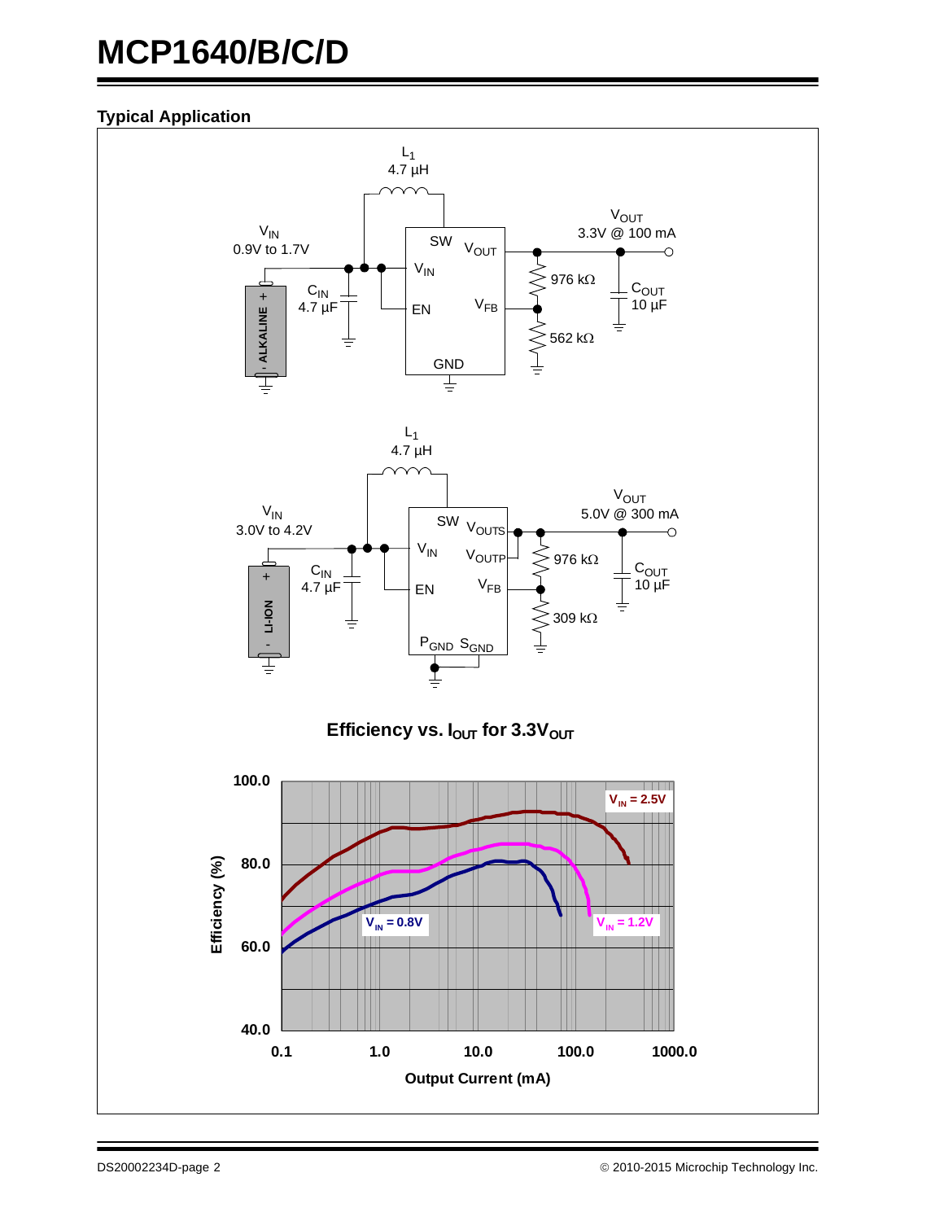**Typical Application**

$L_1$
4.7 µH

$V_{IN}$
0.9V to 1.7V

$V_{OUT}$
3.3V @ 100 mA

SW
$V_{OUT}$
$V_{IN}$
EN
$V_{FB}$
GND

$C_{IN}$
4.7 µF

ALKALINE

976 kΩ
562 kΩ

$C_{OUT}$
10 µF

$L_1$
4.7 µH

$V_{IN}$
3.0V to 4.2V

$V_{OUT}$
5.0V @ 300 mA

SW
$V_{OUTS}$
$V_{OUTP}$
$V_{IN}$
EN
$V_{FB}$
$P_{GND}$ $S_{GND}$

$C_{IN}$
4.7 µF

LI-ION

976 kΩ
309 kΩ

$C_{OUT}$
10 µF

**Efficiency vs. $I_{OUT}$ for 3.3$V_{OUT}$**

Efficiency (%): 40.0, 60.0, 80.0, 100.0

Output Current (mA): 0.1, 1.0, 10.0, 100.0, 1000.0

$V_{IN}$ = 2.5V
$V_{IN}$ = 1.2V
$V_{IN}$ = 0.8V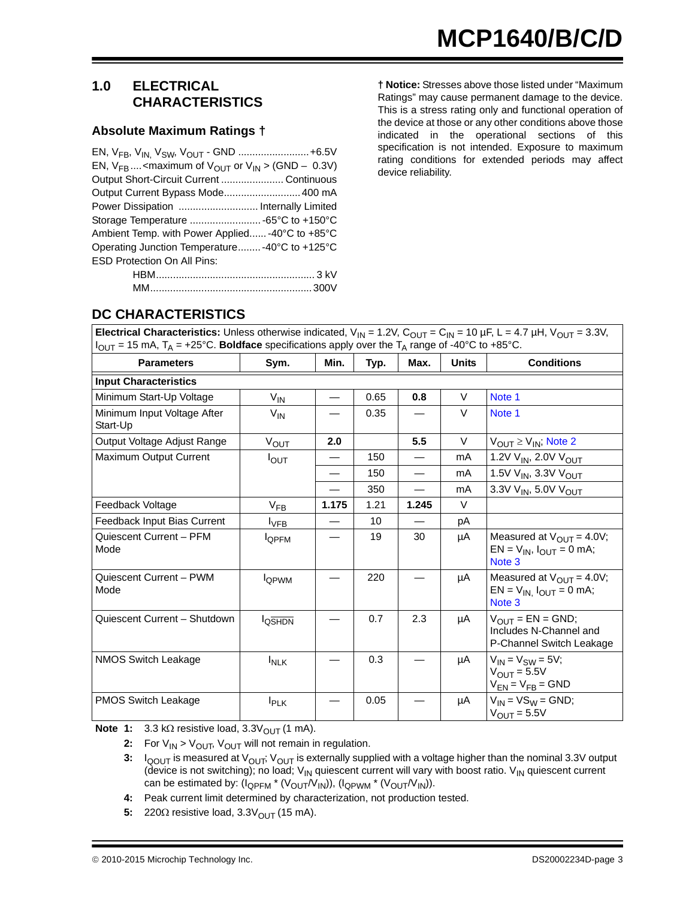## 1.0 ELECTRICAL CHARACTERISTICS

### Absolute Maximum Ratings †

EN, $V_{FB}$, $V_{IN}$, $V_{SW}$, $V_{OUT}$ - GND .........................+6.5V
EN, $V_{FB}$....<maximum of $V_{OUT}$ or $V_{IN}$ > (GND – 0.3V)
Output Short-Circuit Current ...................... Continuous
Output Current Bypass Mode........................... 400 mA
Power Dissipation ............................ Internally Limited
Storage Temperature ......................... -65°C to +150°C
Ambient Temp. with Power Applied...... -40°C to +85°C
Operating Junction Temperature........ -40°C to +125°C
ESD Protection On All Pins:
HBM....................................................... 3 kV
MM......................................................... 300V

**† Notice:** Stresses above those listed under “Maximum Ratings” may cause permanent damage to the device. This is a stress rating only and functional operation of the device at those or any other conditions above those indicated in the operational sections of this specification is not intended. Exposure to maximum rating conditions for extended periods may affect device reliability.

## DC CHARACTERISTICS

**Electrical Characteristics:** Unless otherwise indicated, $V_{IN}$ = 1.2V, $C_{OUT}$ = $C_{IN}$ = 10 µF, L = 4.7 µH, $V_{OUT}$ = 3.3V, $I_{OUT}$ = 15 mA, $T_A$ = +25°C. **Boldface** specifications apply over the $T_A$ range of -40°C to +85°C.

| Parameters | Sym. | Min. | Typ. | Max. | Units | Conditions |
|---|---|---|---|---|---|---|
| **Input Characteristics** | | | | | | |
| Minimum Start-Up Voltage | $V_{IN}$ | — | 0.65 | **0.8** | V | Note 1 |
| Minimum Input Voltage After Start-Up | $V_{IN}$ | — | 0.35 | — | V | Note 1 |
| Output Voltage Adjust Range | $V_{OUT}$ | **2.0** | | **5.5** | V | $V_{OUT} \geq V_{IN}$; Note 2 |
| Maximum Output Current | $I_{OUT}$ | — | 150 | — | mA | 1.2V $V_{IN}$, 2.0V $V_{OUT}$ |
| | | — | 150 | — | mA | 1.5V $V_{IN}$, 3.3V $V_{OUT}$ |
| | | — | 350 | — | mA | 3.3V $V_{IN}$, 5.0V $V_{OUT}$ |
| Feedback Voltage | $V_{FB}$ | **1.175** | 1.21 | **1.245** | V | |
| Feedback Input Bias Current | $I_{VFB}$ | — | 10 | — | pA | |
| Quiescent Current – PFM Mode | $I_{QPFM}$ | — | 19 | 30 | µA | Measured at $V_{OUT}$ = 4.0V; EN = $V_{IN}$, $I_{OUT}$ = 0 mA; Note 3 |
| Quiescent Current – PWM Mode | $I_{QPWM}$ | — | 220 | — | µA | Measured at $V_{OUT}$ = 4.0V; EN = $V_{IN}$, $I_{OUT}$ = 0 mA; Note 3 |
| Quiescent Current – Shutdown | $I_{Q\overline{SHDN}}$ | — | 0.7 | 2.3 | µA | $V_{OUT}$ = EN = GND; Includes N-Channel and P-Channel Switch Leakage |
| NMOS Switch Leakage | $I_{NLK}$ | — | 0.3 | — | µA | $V_{IN}$ = $V_{SW}$ = 5V; $V_{OUT}$ = 5.5V $V_{EN}$ = $V_{FB}$ = GND |
| PMOS Switch Leakage | $I_{PLK}$ | — | 0.05 | — | µA | $V_{IN}$ = $V_{SW}$ = GND; $V_{OUT}$ = 5.5V |

**Note 1:** 3.3 kΩ resistive load, 3.3$V_{OUT}$ (1 mA).

**2:** For $V_{IN}$ > $V_{OUT}$, $V_{OUT}$ will not remain in regulation.

**3:** $I_{QOUT}$ is measured at $V_{OUT}$; $V_{OUT}$ is externally supplied with a voltage higher than the nominal 3.3V output (device is not switching); no load; $V_{IN}$ quiescent current will vary with boost ratio. $V_{IN}$ quiescent current can be estimated by: ($I_{QPFM}$ * ($V_{OUT}/V_{IN}$)), ($I_{QPWM}$ * ($V_{OUT}/V_{IN}$)).

**4:** Peak current limit determined by characterization, not production tested.

**5:** 220Ω resistive load, 3.3$V_{OUT}$ (15 mA).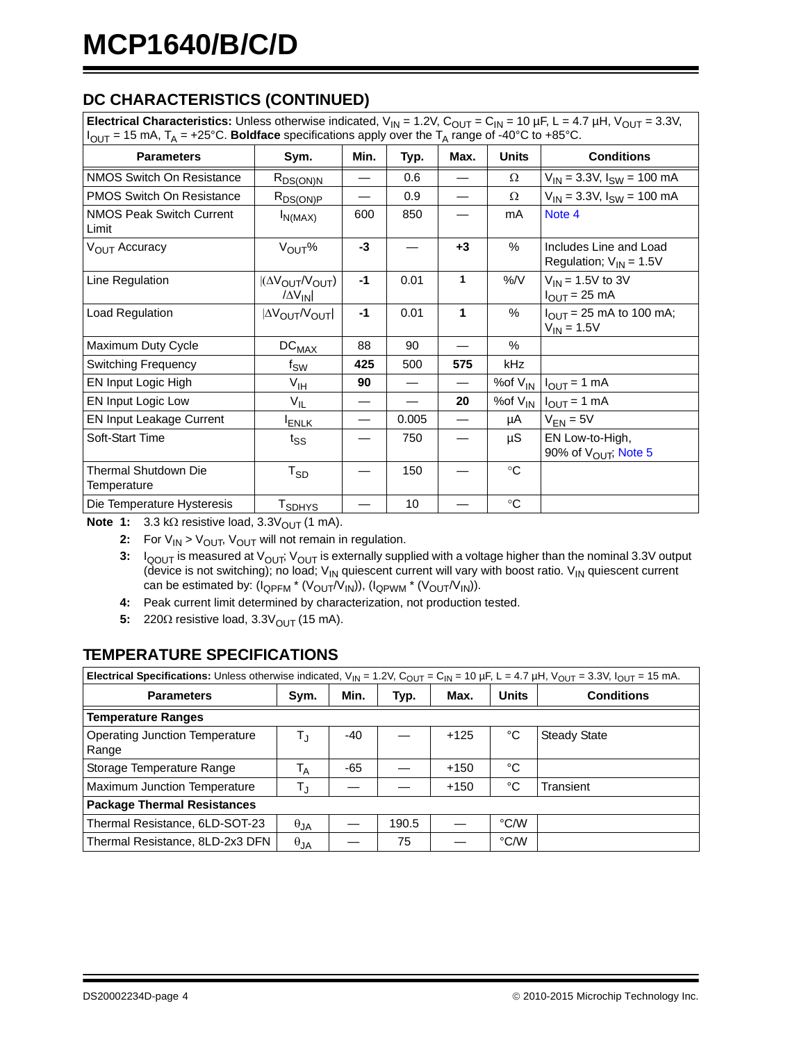## DC CHARACTERISTICS (CONTINUED)

| **Electrical Characteristics:** Unless otherwise indicated, $V_{IN}$ = 1.2V, $C_{OUT}$ = $C_{IN}$ = 10 µF, L = 4.7 µH, $V_{OUT}$ = 3.3V, $I_{OUT}$ = 15 mA, $T_A$ = +25°C. **Boldface** specifications apply over the $T_A$ range of -40°C to +85°C. | | | | | | |
|---|---|---|---|---|---|---|
| **Parameters** | **Sym.** | **Min.** | **Typ.** | **Max.** | **Units** | **Conditions** |
| NMOS Switch On Resistance | $R_{DS(ON)N}$ | — | 0.6 | — | Ω | $V_{IN}$ = 3.3V, $I_{SW}$ = 100 mA |
| PMOS Switch On Resistance | $R_{DS(ON)P}$ | — | 0.9 | — | Ω | $V_{IN}$ = 3.3V, $I_{SW}$ = 100 mA |
| NMOS Peak Switch Current Limit | $I_{N(MAX)}$ | 600 | 850 | — | mA | Note 4 |
| $V_{OUT}$ Accuracy | $V_{OUT}$% | **-3** | — | **+3** | % | Includes Line and Load Regulation; $V_{IN}$ = 1.5V |
| Line Regulation | $\|(\Delta V_{OUT}/V_{OUT})/\Delta V_{IN}\|$ | **-1** | 0.01 | **1** | %/V | $V_{IN}$ = 1.5V to 3V $I_{OUT}$ = 25 mA |
| Load Regulation | $\|\Delta V_{OUT}/V_{OUT}\|$ | **-1** | 0.01 | **1** | % | $I_{OUT}$ = 25 mA to 100 mA; $V_{IN}$ = 1.5V |
| Maximum Duty Cycle | $DC_{MAX}$ | 88 | 90 | — | % | |
| Switching Frequency | $f_{SW}$ | **425** | 500 | **575** | kHz | |
| EN Input Logic High | $V_{IH}$ | **90** | — | — | %of $V_{IN}$ | $I_{OUT}$ = 1 mA |
| EN Input Logic Low | $V_{IL}$ | — | — | **20** | %of $V_{IN}$ | $I_{OUT}$ = 1 mA |
| EN Input Leakage Current | $I_{ENLK}$ | — | 0.005 | — | µA | $V_{EN}$ = 5V |
| Soft-Start Time | $t_{SS}$ | — | 750 | — | µS | EN Low-to-High, 90% of $V_{OUT}$; Note 5 |
| Thermal Shutdown Die Temperature | $T_{SD}$ | — | 150 | — | °C | |
| Die Temperature Hysteresis | $T_{SDHYS}$ | — | 10 | — | °C | |

**Note 1:** 3.3 kΩ resistive load, $3.3V_{OUT}$ (1 mA).

**2:** For $V_{IN}$ > $V_{OUT}$, $V_{OUT}$ will not remain in regulation.

**3:** $I_{QOUT}$ is measured at $V_{OUT}$; $V_{OUT}$ is externally supplied with a voltage higher than the nominal 3.3V output (device is not switching); no load; $V_{IN}$ quiescent current will vary with boost ratio. $V_{IN}$ quiescent current can be estimated by: ($I_{QPFM}$ * ($V_{OUT}/V_{IN}$)), ($I_{QPWM}$ * ($V_{OUT}/V_{IN}$)).

**4:** Peak current limit determined by characterization, not production tested.

**5:** 220Ω resistive load, $3.3V_{OUT}$ (15 mA).

## TEMPERATURE SPECIFICATIONS

| **Electrical Specifications:** Unless otherwise indicated, $V_{IN}$ = 1.2V, $C_{OUT}$ = $C_{IN}$ = 10 µF, L = 4.7 µH, $V_{OUT}$ = 3.3V, $I_{OUT}$ = 15 mA. | | | | | | |
|---|---|---|---|---|---|---|
| **Parameters** | **Sym.** | **Min.** | **Typ.** | **Max.** | **Units** | **Conditions** |
| **Temperature Ranges** | | | | | | |
| Operating Junction Temperature Range | $T_J$ | -40 | — | +125 | °C | Steady State |
| Storage Temperature Range | $T_A$ | -65 | — | +150 | °C | |
| Maximum Junction Temperature | $T_J$ | — | — | +150 | °C | Transient |
| **Package Thermal Resistances** | | | | | | |
| Thermal Resistance, 6LD-SOT-23 | $\theta_{JA}$ | — | 190.5 | — | °C/W | |
| Thermal Resistance, 8LD-2x3 DFN | $\theta_{JA}$ | — | 75 | — | °C/W | |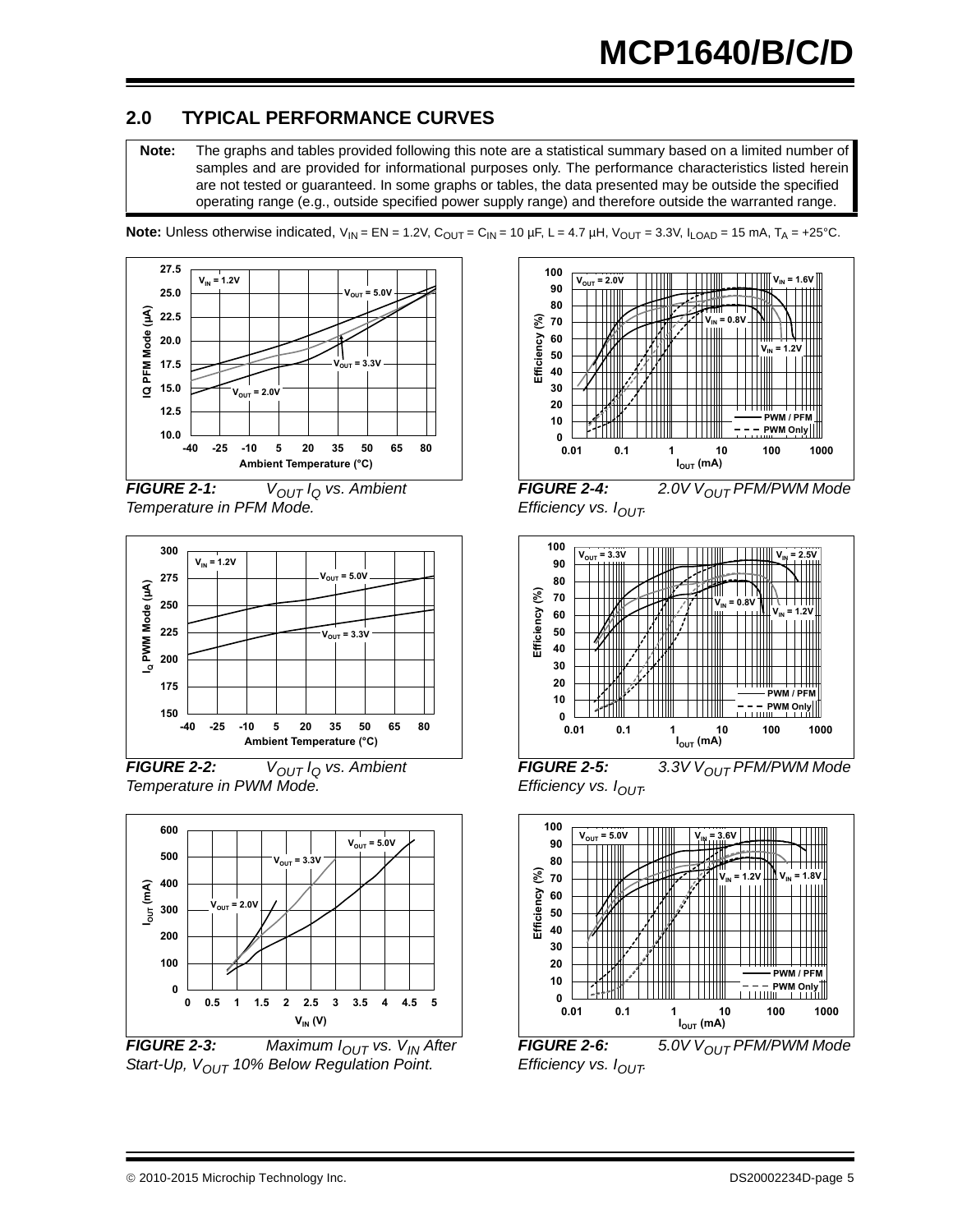## 2.0 TYPICAL PERFORMANCE CURVES

**Note:** The graphs and tables provided following this note are a statistical summary based on a limited number of samples and are provided for informational purposes only. The performance characteristics listed herein are not tested or guaranteed. In some graphs or tables, the data presented may be outside the specified operating range (e.g., outside specified power supply range) and therefore outside the warranted range.

**Note:** Unless otherwise indicated, $V_{IN}$ = EN = 1.2V, $C_{OUT}$ = $C_{IN}$ = 10 µF, L = 4.7 µH, $V_{OUT}$ = 3.3V, $I_{LOAD}$ = 15 mA, $T_A$ = +25°C.

***FIGURE 2-1:*** *$V_{OUT}$ $I_Q$ vs. Ambient Temperature in PFM Mode.*

***FIGURE 2-2:*** *$V_{OUT}$ $I_Q$ vs. Ambient Temperature in PWM Mode.*

***FIGURE 2-3:*** *Maximum $I_{OUT}$ vs. $V_{IN}$ After Start-Up, $V_{OUT}$ 10% Below Regulation Point.*

***FIGURE 2-4:*** *2.0V $V_{OUT}$ PFM/PWM Mode Efficiency vs. $I_{OUT}$.*

***FIGURE 2-5:*** *3.3V $V_{OUT}$ PFM/PWM Mode Efficiency vs. $I_{OUT}$.*

***FIGURE 2-6:*** *5.0V $V_{OUT}$ PFM/PWM Mode Efficiency vs. $I_{OUT}$.*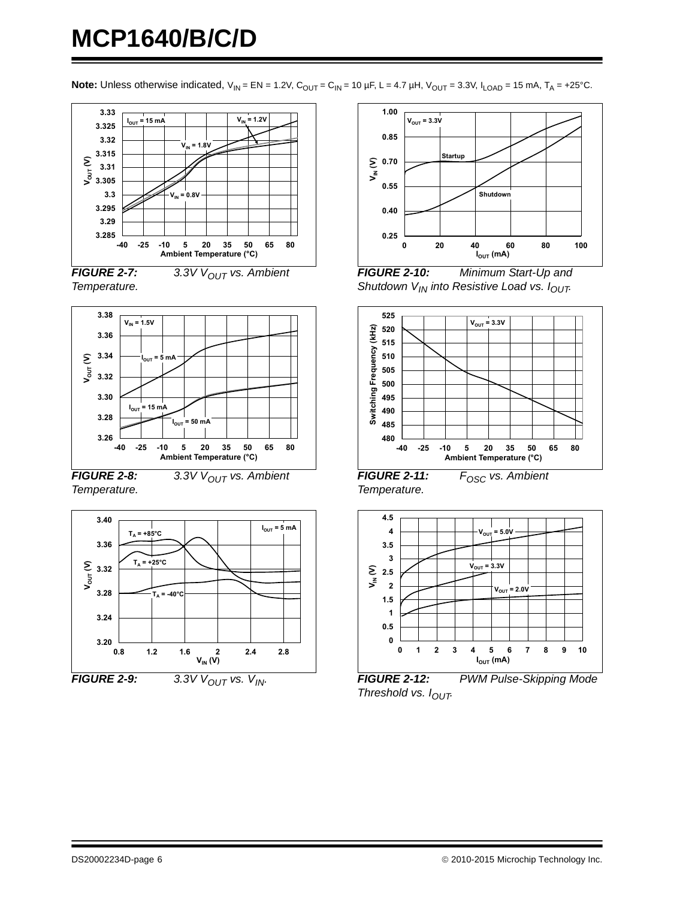**Note:** Unless otherwise indicated, $V_{IN}$ = EN = 1.2V, $C_{OUT}$ = $C_{IN}$ = 10 µF, L = 4.7 µH, $V_{OUT}$ = 3.3V, $I_{LOAD}$ = 15 mA, $T_A$ = +25°C.

***FIGURE 2-7:*** *3.3V $V_{OUT}$ vs. Ambient Temperature.*

***FIGURE 2-8:*** *3.3V $V_{OUT}$ vs. Ambient Temperature.*

***FIGURE 2-9:*** *3.3V $V_{OUT}$ vs. $V_{IN}$.*

***FIGURE 2-10:*** *Minimum Start-Up and Shutdown $V_{IN}$ into Resistive Load vs. $I_{OUT}$.*

***FIGURE 2-11:*** *$F_{OSC}$ vs. Ambient Temperature.*

***FIGURE 2-12:*** *PWM Pulse-Skipping Mode Threshold vs. $I_{OUT}$.*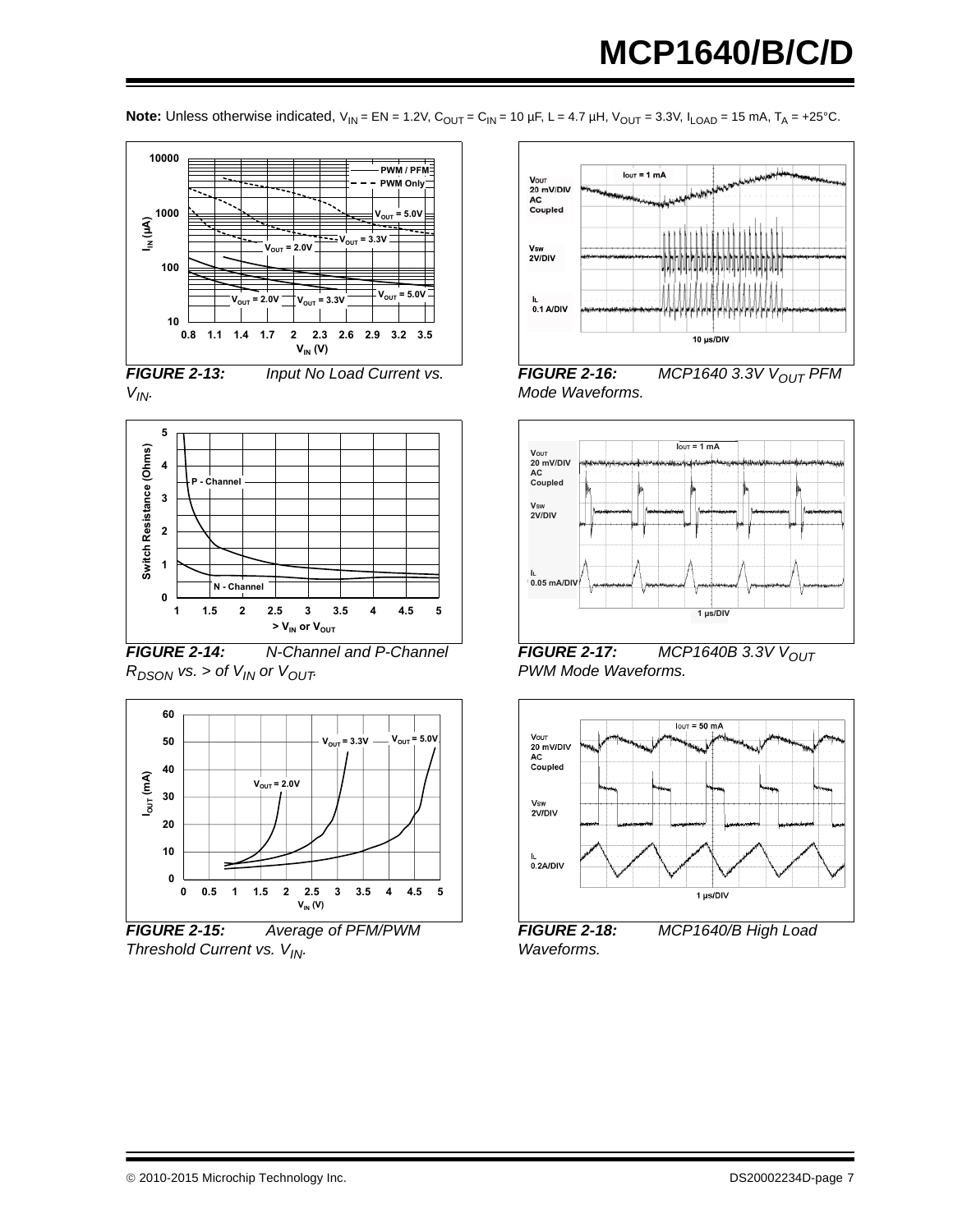**Note:** Unless otherwise indicated, $V_{IN}$ = EN = 1.2V, $C_{OUT}$ = $C_{IN}$ = 10 µF, L = 4.7 µH, $V_{OUT}$ = 3.3V, $I_{LOAD}$ = 15 mA, $T_A$ = +25°C.

**FIGURE 2-13:** Input No Load Current vs. $V_{IN}$.

**FIGURE 2-14:** N-Channel and P-Channel $R_{DSON}$ vs. > of $V_{IN}$ or $V_{OUT}$.

**FIGURE 2-15:** Average of PFM/PWM Threshold Current vs. $V_{IN}$.

**FIGURE 2-16:** MCP1640 3.3V $V_{OUT}$ PFM Mode Waveforms.

**FIGURE 2-17:** MCP1640B 3.3V $V_{OUT}$ PWM Mode Waveforms.

**FIGURE 2-18:** MCP1640/B High Load Waveforms.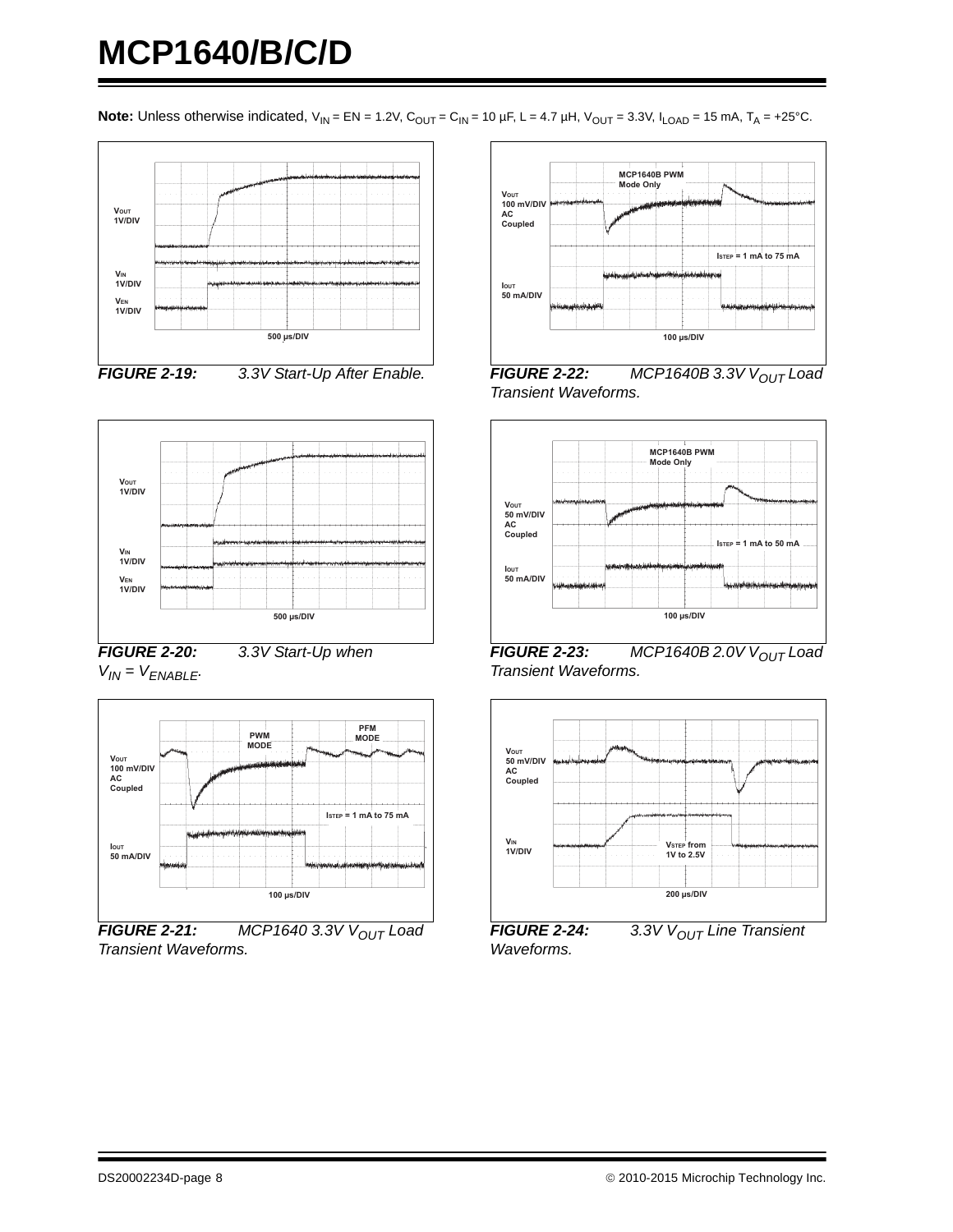**Note:** Unless otherwise indicated, $V_{IN}$ = EN = 1.2V, $C_{OUT}$ = $C_{IN}$ = 10 µF, L = 4.7 µH, $V_{OUT}$ = 3.3V, $I_{LOAD}$ = 15 mA, $T_A$ = +25°C.

**FIGURE 2-19:** *3.3V Start-Up After Enable.*

**FIGURE 2-20:** *3.3V Start-Up when $V_{IN}$ = $V_{ENABLE}$.*

**FIGURE 2-21:** *MCP1640 3.3V $V_{OUT}$ Load Transient Waveforms.*

**FIGURE 2-22:** *MCP1640B 3.3V $V_{OUT}$ Load Transient Waveforms.*

**FIGURE 2-23:** *MCP1640B 2.0V $V_{OUT}$ Load Transient Waveforms.*

**FIGURE 2-24:** *3.3V $V_{OUT}$ Line Transient Waveforms.*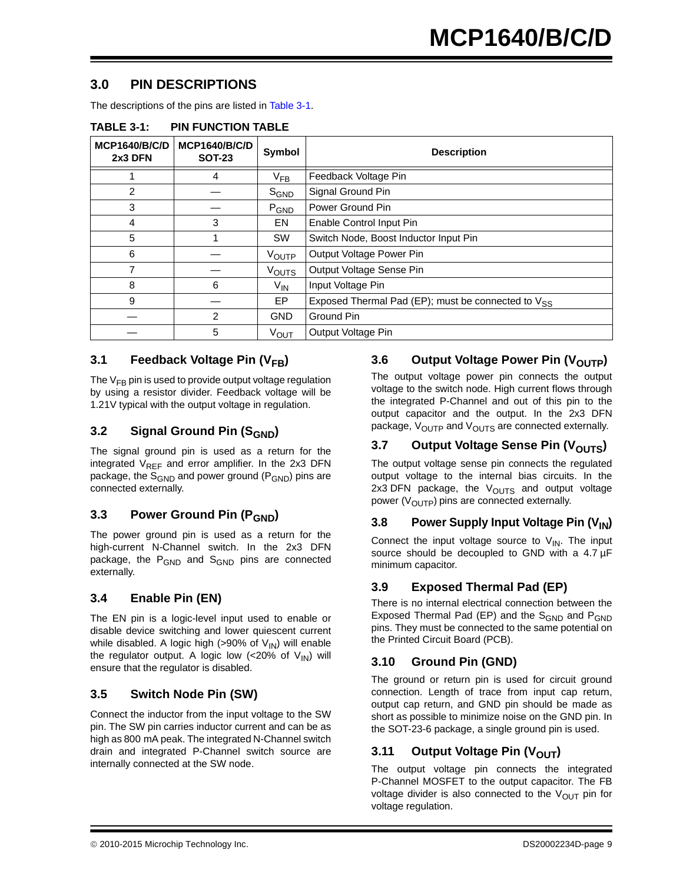## 3.0 PIN DESCRIPTIONS

The descriptions of the pins are listed in Table 3-1.

**TABLE 3-1: PIN FUNCTION TABLE**

| MCP1640/B/C/D 2x3 DFN | MCP1640/B/C/D SOT-23 | Symbol | Description |
|---|---|---|---|
| 1 | 4 | $V_{FB}$ | Feedback Voltage Pin |
| 2 | — | $S_{GND}$ | Signal Ground Pin |
| 3 | — | $P_{GND}$ | Power Ground Pin |
| 4 | 3 | EN | Enable Control Input Pin |
| 5 | 1 | SW | Switch Node, Boost Inductor Input Pin |
| 6 | — | $V_{OUTP}$ | Output Voltage Power Pin |
| 7 | — | $V_{OUTS}$ | Output Voltage Sense Pin |
| 8 | 6 | $V_{IN}$ | Input Voltage Pin |
| 9 | — | EP | Exposed Thermal Pad (EP); must be connected to $V_{SS}$ |
| — | 2 | GND | Ground Pin |
| — | 5 | $V_{OUT}$ | Output Voltage Pin |

### 3.1 Feedback Voltage Pin ($V_{FB}$)

The $V_{FB}$ pin is used to provide output voltage regulation by using a resistor divider. Feedback voltage will be 1.21V typical with the output voltage in regulation.

### 3.2 Signal Ground Pin ($S_{GND}$)

The signal ground pin is used as a return for the integrated $V_{REF}$ and error amplifier. In the 2x3 DFN package, the $S_{GND}$ and power ground ($P_{GND}$) pins are connected externally.

### 3.3 Power Ground Pin ($P_{GND}$)

The power ground pin is used as a return for the high-current N-Channel switch. In the 2x3 DFN package, the $P_{GND}$ and $S_{GND}$ pins are connected externally.

### 3.4 Enable Pin (EN)

The EN pin is a logic-level input used to enable or disable device switching and lower quiescent current while disabled. A logic high (>90% of $V_{IN}$) will enable the regulator output. A logic low (<20% of $V_{IN}$) will ensure that the regulator is disabled.

### 3.5 Switch Node Pin (SW)

Connect the inductor from the input voltage to the SW pin. The SW pin carries inductor current and can be as high as 800 mA peak. The integrated N-Channel switch drain and integrated P-Channel switch source are internally connected at the SW node.

### 3.6 Output Voltage Power Pin ($V_{OUTP}$)

The output voltage power pin connects the output voltage to the switch node. High current flows through the integrated P-Channel and out of this pin to the output capacitor and the output. In the 2x3 DFN package, $V_{OUTP}$ and $V_{OUTS}$ are connected externally.

### 3.7 Output Voltage Sense Pin ($V_{OUTS}$)

The output voltage sense pin connects the regulated output voltage to the internal bias circuits. In the 2x3 DFN package, the $V_{OUTS}$ and output voltage power ($V_{OUTP}$) pins are connected externally.

### 3.8 Power Supply Input Voltage Pin ($V_{IN}$)

Connect the input voltage source to $V_{IN}$. The input source should be decoupled to GND with a 4.7 µF minimum capacitor.

### 3.9 Exposed Thermal Pad (EP)

There is no internal electrical connection between the Exposed Thermal Pad (EP) and the $S_{GND}$ and $P_{GND}$ pins. They must be connected to the same potential on the Printed Circuit Board (PCB).

### 3.10 Ground Pin (GND)

The ground or return pin is used for circuit ground connection. Length of trace from input cap return, output cap return, and GND pin should be made as short as possible to minimize noise on the GND pin. In the SOT-23-6 package, a single ground pin is used.

### 3.11 Output Voltage Pin ($V_{OUT}$)

The output voltage pin connects the integrated P-Channel MOSFET to the output capacitor. The FB voltage divider is also connected to the $V_{OUT}$ pin for voltage regulation.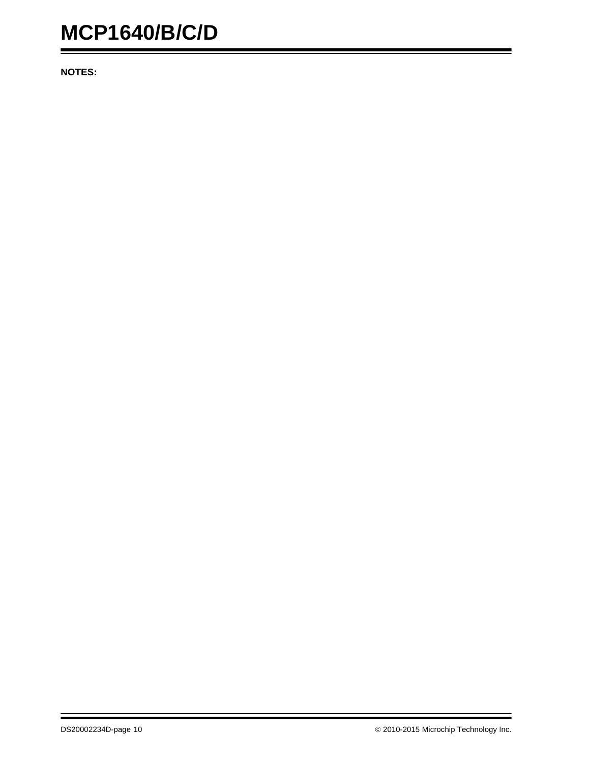**NOTES:**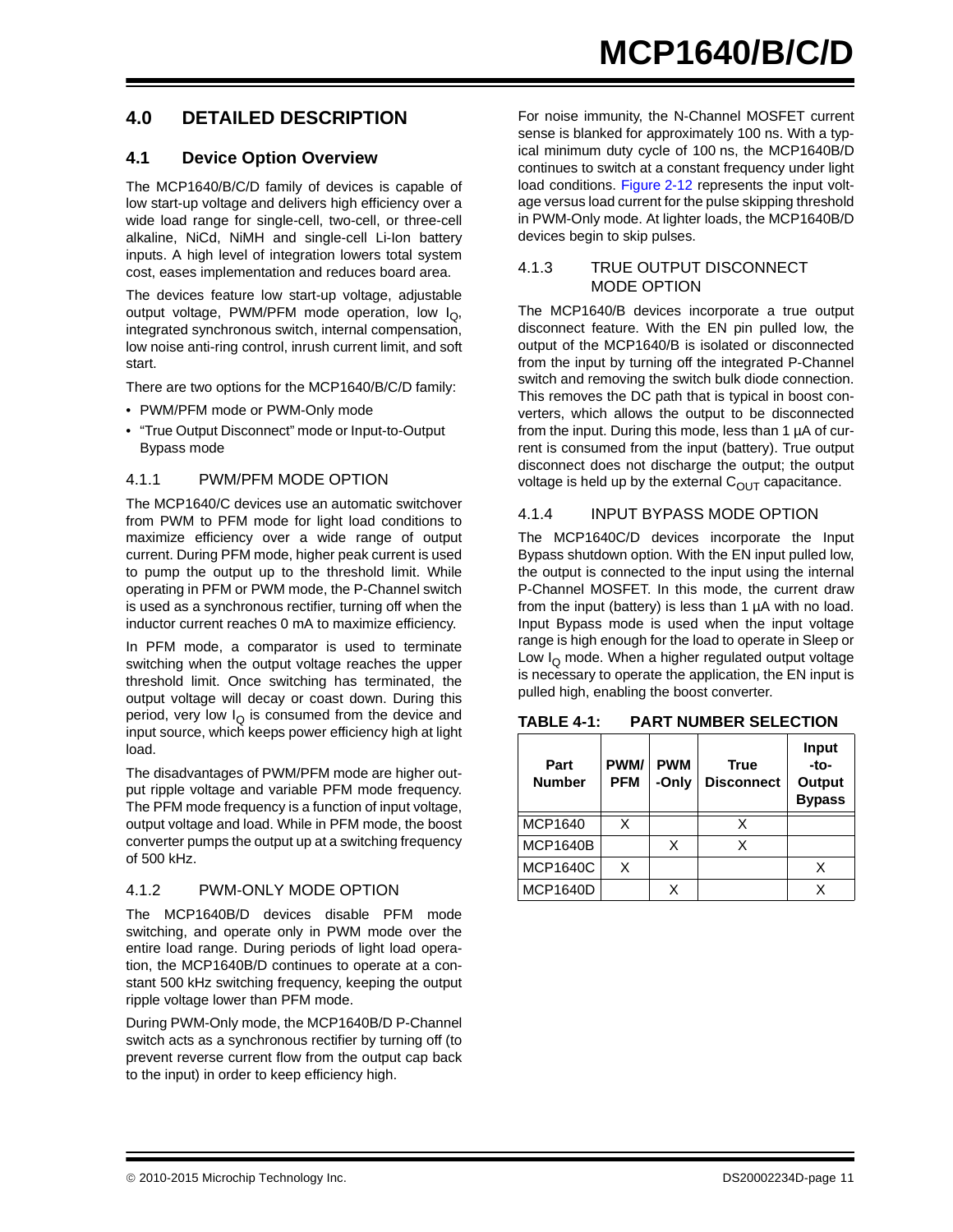## 4.0 DETAILED DESCRIPTION

### 4.1 Device Option Overview

The MCP1640/B/C/D family of devices is capable of low start-up voltage and delivers high efficiency over a wide load range for single-cell, two-cell, or three-cell alkaline, NiCd, NiMH and single-cell Li-Ion battery inputs. A high level of integration lowers total system cost, eases implementation and reduces board area.

The devices feature low start-up voltage, adjustable output voltage, PWM/PFM mode operation, low $I_Q$, integrated synchronous switch, internal compensation, low noise anti-ring control, inrush current limit, and soft start.

There are two options for the MCP1640/B/C/D family:

- PWM/PFM mode or PWM-Only mode
- "True Output Disconnect" mode or Input-to-Output Bypass mode

#### 4.1.1 PWM/PFM MODE OPTION

The MCP1640/C devices use an automatic switchover from PWM to PFM mode for light load conditions to maximize efficiency over a wide range of output current. During PFM mode, higher peak current is used to pump the output up to the threshold limit. While operating in PFM or PWM mode, the P-Channel switch is used as a synchronous rectifier, turning off when the inductor current reaches 0 mA to maximize efficiency.

In PFM mode, a comparator is used to terminate switching when the output voltage reaches the upper threshold limit. Once switching has terminated, the output voltage will decay or coast down. During this period, very low $I_Q$ is consumed from the device and input source, which keeps power efficiency high at light load.

The disadvantages of PWM/PFM mode are higher output ripple voltage and variable PFM mode frequency. The PFM mode frequency is a function of input voltage, output voltage and load. While in PFM mode, the boost converter pumps the output up at a switching frequency of 500 kHz.

#### 4.1.2 PWM-ONLY MODE OPTION

The MCP1640B/D devices disable PFM mode switching, and operate only in PWM mode over the entire load range. During periods of light load operation, the MCP1640B/D continues to operate at a constant 500 kHz switching frequency, keeping the output ripple voltage lower than PFM mode.

During PWM-Only mode, the MCP1640B/D P-Channel switch acts as a synchronous rectifier by turning off (to prevent reverse current flow from the output cap back to the input) in order to keep efficiency high.

For noise immunity, the N-Channel MOSFET current sense is blanked for approximately 100 ns. With a typical minimum duty cycle of 100 ns, the MCP1640B/D continues to switch at a constant frequency under light load conditions. Figure 2-12 represents the input voltage versus load current for the pulse skipping threshold in PWM-Only mode. At lighter loads, the MCP1640B/D devices begin to skip pulses.

#### 4.1.3 TRUE OUTPUT DISCONNECT MODE OPTION

The MCP1640/B devices incorporate a true output disconnect feature. With the EN pin pulled low, the output of the MCP1640/B is isolated or disconnected from the input by turning off the integrated P-Channel switch and removing the switch bulk diode connection. This removes the DC path that is typical in boost converters, which allows the output to be disconnected from the input. During this mode, less than 1 µA of current is consumed from the input (battery). True output disconnect does not discharge the output; the output voltage is held up by the external $C_{OUT}$ capacitance.

#### 4.1.4 INPUT BYPASS MODE OPTION

The MCP1640C/D devices incorporate the Input Bypass shutdown option. With the EN input pulled low, the output is connected to the input using the internal P-Channel MOSFET. In this mode, the current draw from the input (battery) is less than 1 µA with no load. Input Bypass mode is used when the input voltage range is high enough for the load to operate in Sleep or Low $I_Q$ mode. When a higher regulated output voltage is necessary to operate the application, the EN input is pulled high, enabling the boost converter.

**TABLE 4-1: PART NUMBER SELECTION**

| Part Number | PWM/ PFM | PWM -Only | True Disconnect | Input -to- Output Bypass |
|---|---|---|---|---|
| MCP1640 | X | | X | |
| MCP1640B | | X | X | |
| MCP1640C | X | | | X |
| MCP1640D | | X | | X |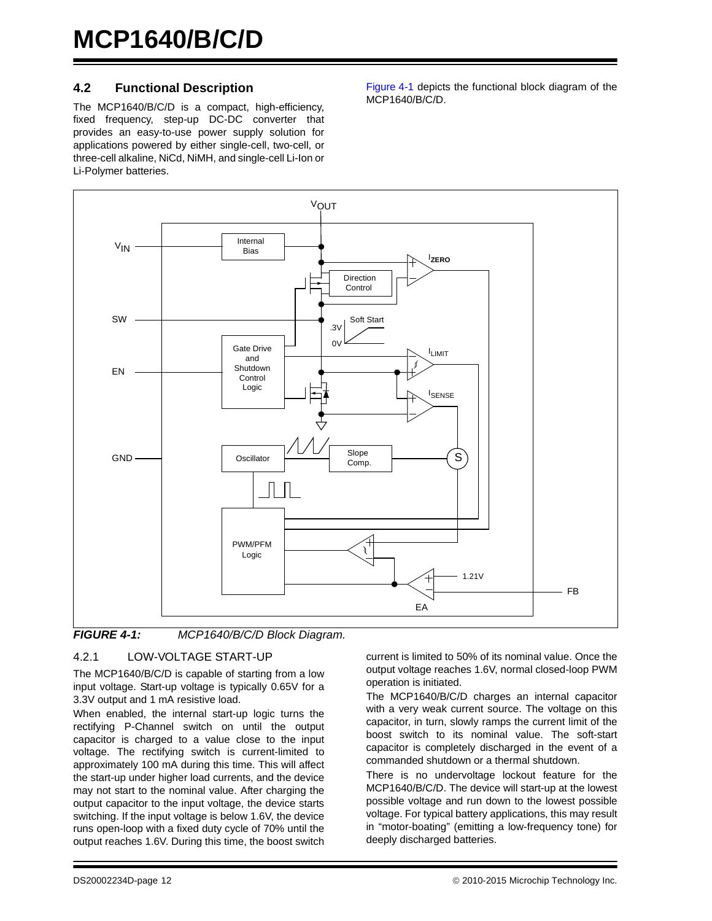## 4.2 Functional Description

The MCP1640/B/C/D is a compact, high-efficiency, fixed frequency, step-up DC-DC converter that provides an easy-to-use power supply solution for applications powered by either single-cell, two-cell, or three-cell alkaline, NiCd, NiMH, and single-cell Li-Ion or Li-Polymer batteries.

Figure 4-1 depicts the functional block diagram of the MCP1640/B/C/D.

***FIGURE 4-1:*** *MCP1640/B/C/D Block Diagram.*

### 4.2.1 LOW-VOLTAGE START-UP

The MCP1640/B/C/D is capable of starting from a low input voltage. Start-up voltage is typically 0.65V for a 3.3V output and 1 mA resistive load.

When enabled, the internal start-up logic turns the rectifying P-Channel switch on until the output capacitor is charged to a value close to the input voltage. The rectifying switch is current-limited to approximately 100 mA during this time. This will affect the start-up under higher load currents, and the device may not start to the nominal value. After charging the output capacitor to the input voltage, the device starts switching. If the input voltage is below 1.6V, the device runs open-loop with a fixed duty cycle of 70% until the output reaches 1.6V. During this time, the boost switch current is limited to 50% of its nominal value. Once the output voltage reaches 1.6V, normal closed-loop PWM operation is initiated.

The MCP1640/B/C/D charges an internal capacitor with a very weak current source. The voltage on this capacitor, in turn, slowly ramps the current limit of the boost switch to its nominal value. The soft-start capacitor is completely discharged in the event of a commanded shutdown or a thermal shutdown.

There is no undervoltage lockout feature for the MCP1640/B/C/D. The device will start-up at the lowest possible voltage and run down to the lowest possible voltage. For typical battery applications, this may result in “motor-boating” (emitting a low-frequency tone) for deeply discharged batteries.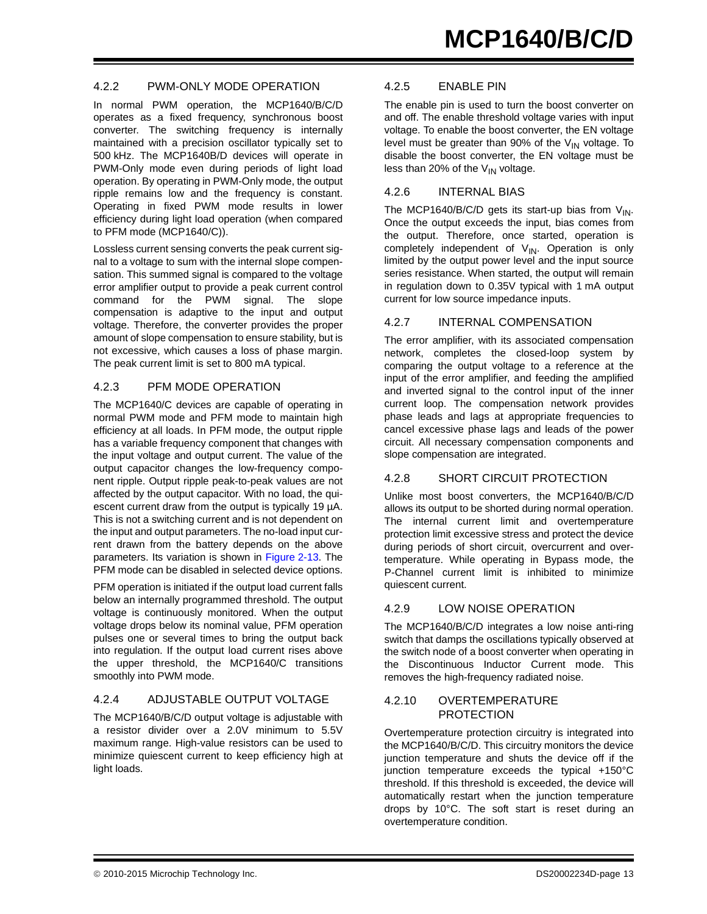### 4.2.2 PWM-ONLY MODE OPERATION

In normal PWM operation, the MCP1640/B/C/D operates as a fixed frequency, synchronous boost converter. The switching frequency is internally maintained with a precision oscillator typically set to 500 kHz. The MCP1640B/D devices will operate in PWM-Only mode even during periods of light load operation. By operating in PWM-Only mode, the output ripple remains low and the frequency is constant. Operating in fixed PWM mode results in lower efficiency during light load operation (when compared to PFM mode (MCP1640/C)).

Lossless current sensing converts the peak current signal to a voltage to sum with the internal slope compensation. This summed signal is compared to the voltage error amplifier output to provide a peak current control command for the PWM signal. The slope compensation is adaptive to the input and output voltage. Therefore, the converter provides the proper amount of slope compensation to ensure stability, but is not excessive, which causes a loss of phase margin. The peak current limit is set to 800 mA typical.

### 4.2.3 PFM MODE OPERATION

The MCP1640/C devices are capable of operating in normal PWM mode and PFM mode to maintain high efficiency at all loads. In PFM mode, the output ripple has a variable frequency component that changes with the input voltage and output current. The value of the output capacitor changes the low-frequency component ripple. Output ripple peak-to-peak values are not affected by the output capacitor. With no load, the quiescent current draw from the output is typically 19 µA. This is not a switching current and is not dependent on the input and output parameters. The no-load input current drawn from the battery depends on the above parameters. Its variation is shown in Figure 2-13. The PFM mode can be disabled in selected device options.

PFM operation is initiated if the output load current falls below an internally programmed threshold. The output voltage is continuously monitored. When the output voltage drops below its nominal value, PFM operation pulses one or several times to bring the output back into regulation. If the output load current rises above the upper threshold, the MCP1640/C transitions smoothly into PWM mode.

### 4.2.4 ADJUSTABLE OUTPUT VOLTAGE

The MCP1640/B/C/D output voltage is adjustable with a resistor divider over a 2.0V minimum to 5.5V maximum range. High-value resistors can be used to minimize quiescent current to keep efficiency high at light loads.

### 4.2.5 ENABLE PIN

The enable pin is used to turn the boost converter on and off. The enable threshold voltage varies with input voltage. To enable the boost converter, the EN voltage level must be greater than 90% of the $V_{IN}$ voltage. To disable the boost converter, the EN voltage must be less than 20% of the $V_{IN}$ voltage.

### 4.2.6 INTERNAL BIAS

The MCP1640/B/C/D gets its start-up bias from $V_{IN}$. Once the output exceeds the input, bias comes from the output. Therefore, once started, operation is completely independent of $V_{IN}$. Operation is only limited by the output power level and the input source series resistance. When started, the output will remain in regulation down to 0.35V typical with 1 mA output current for low source impedance inputs.

### 4.2.7 INTERNAL COMPENSATION

The error amplifier, with its associated compensation network, completes the closed-loop system by comparing the output voltage to a reference at the input of the error amplifier, and feeding the amplified and inverted signal to the control input of the inner current loop. The compensation network provides phase leads and lags at appropriate frequencies to cancel excessive phase lags and leads of the power circuit. All necessary compensation components and slope compensation are integrated.

### 4.2.8 SHORT CIRCUIT PROTECTION

Unlike most boost converters, the MCP1640/B/C/D allows its output to be shorted during normal operation. The internal current limit and overtemperature protection limit excessive stress and protect the device during periods of short circuit, overcurrent and overtemperature. While operating in Bypass mode, the P-Channel current limit is inhibited to minimize quiescent current.

### 4.2.9 LOW NOISE OPERATION

The MCP1640/B/C/D integrates a low noise anti-ring switch that damps the oscillations typically observed at the switch node of a boost converter when operating in the Discontinuous Inductor Current mode. This removes the high-frequency radiated noise.

### 4.2.10 OVERTEMPERATURE PROTECTION

Overtemperature protection circuitry is integrated into the MCP1640/B/C/D. This circuitry monitors the device junction temperature and shuts the device off if the junction temperature exceeds the typical +150°C threshold. If this threshold is exceeded, the device will automatically restart when the junction temperature drops by 10°C. The soft start is reset during an overtemperature condition.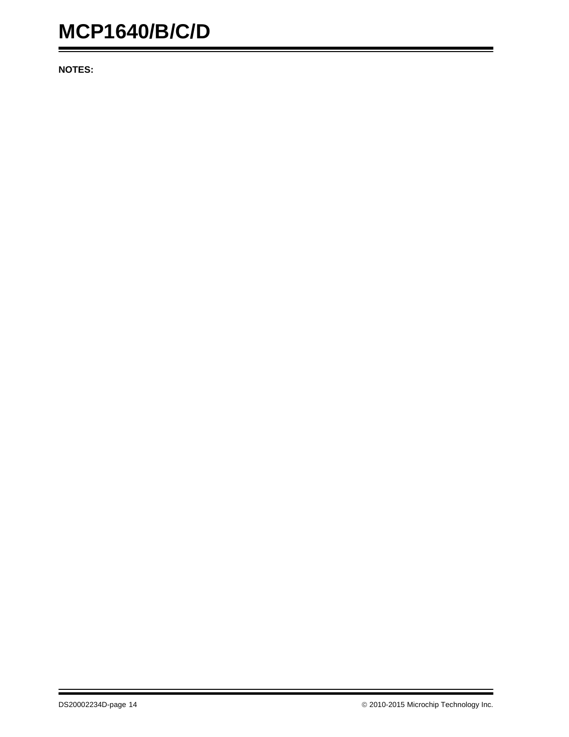**NOTES:**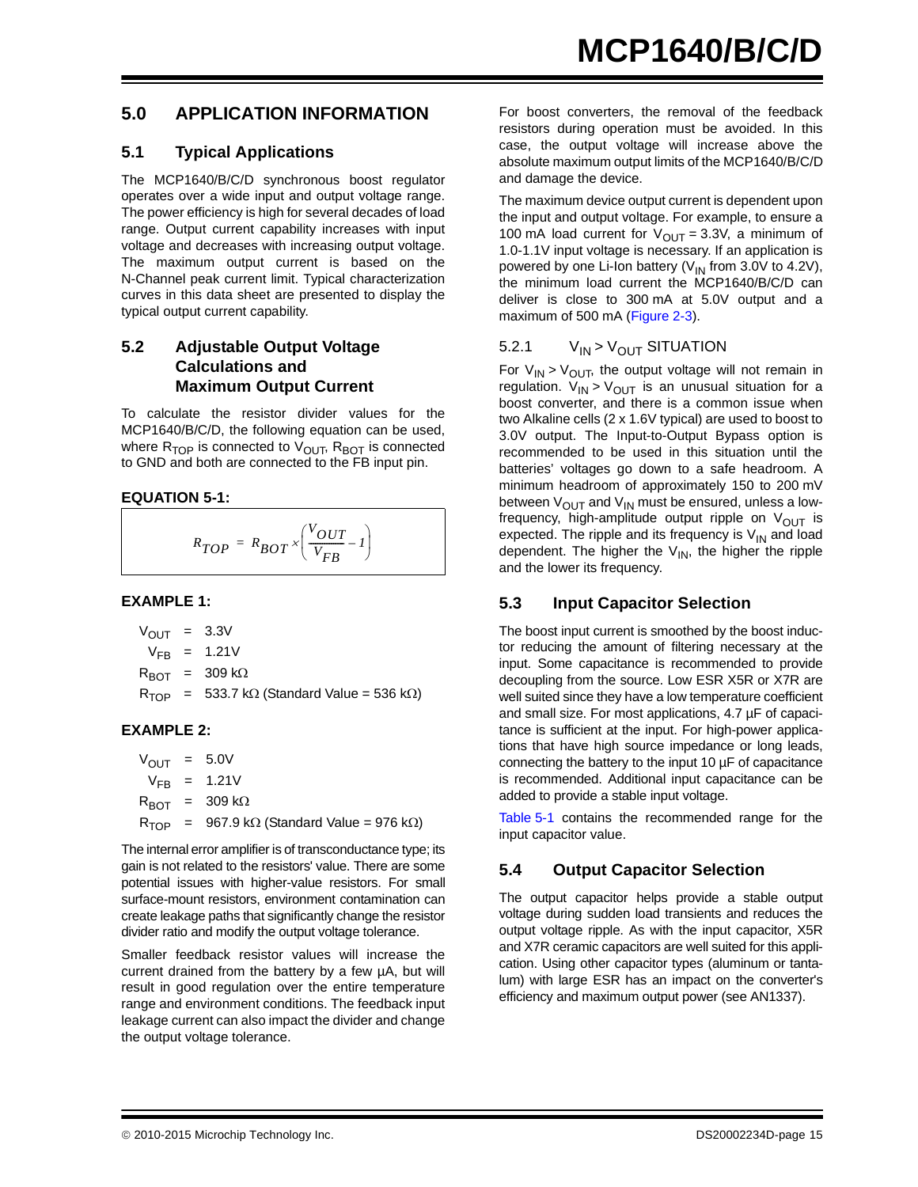## 5.0 APPLICATION INFORMATION

### 5.1 Typical Applications

The MCP1640/B/C/D synchronous boost regulator operates over a wide input and output voltage range. The power efficiency is high for several decades of load range. Output current capability increases with input voltage and decreases with increasing output voltage. The maximum output current is based on the N-Channel peak current limit. Typical characterization curves in this data sheet are presented to display the typical output current capability.

### 5.2 Adjustable Output Voltage Calculations and Maximum Output Current

To calculate the resistor divider values for the MCP1640/B/C/D, the following equation can be used, where $R_{TOP}$ is connected to $V_{OUT}$, $R_{BOT}$ is connected to GND and both are connected to the FB input pin.

**EQUATION 5-1:**

$$R_{TOP} = R_{BOT} \times \left(\frac{V_{OUT}}{V_{FB}} - 1\right)$$

**EXAMPLE 1:**

$V_{OUT}$ = 3.3V
$V_{FB}$ = 1.21V
$R_{BOT}$ = 309 kΩ
$R_{TOP}$ = 533.7 kΩ (Standard Value = 536 kΩ)

**EXAMPLE 2:**

$V_{OUT}$ = 5.0V
$V_{FB}$ = 1.21V
$R_{BOT}$ = 309 kΩ
$R_{TOP}$ = 967.9 kΩ (Standard Value = 976 kΩ)

The internal error amplifier is of transconductance type; its gain is not related to the resistors' value. There are some potential issues with higher-value resistors. For small surface-mount resistors, environment contamination can create leakage paths that significantly change the resistor divider ratio and modify the output voltage tolerance.

Smaller feedback resistor values will increase the current drained from the battery by a few µA, but will result in good regulation over the entire temperature range and environment conditions. The feedback input leakage current can also impact the divider and change the output voltage tolerance.

For boost converters, the removal of the feedback resistors during operation must be avoided. In this case, the output voltage will increase above the absolute maximum output limits of the MCP1640/B/C/D and damage the device.

The maximum device output current is dependent upon the input and output voltage. For example, to ensure a 100 mA load current for $V_{OUT}$ = 3.3V, a minimum of 1.0-1.1V input voltage is necessary. If an application is powered by one Li-Ion battery ($V_{IN}$ from 3.0V to 4.2V), the minimum load current the MCP1640/B/C/D can deliver is close to 300 mA at 5.0V output and a maximum of 500 mA (Figure 2-3).

#### 5.2.1 $V_{IN} > V_{OUT}$ SITUATION

For $V_{IN} > V_{OUT}$, the output voltage will not remain in regulation. $V_{IN} > V_{OUT}$ is an unusual situation for a boost converter, and there is a common issue when two Alkaline cells (2 x 1.6V typical) are used to boost to 3.0V output. The Input-to-Output Bypass option is recommended to be used in this situation until the batteries' voltages go down to a safe headroom. A minimum headroom of approximately 150 to 200 mV between $V_{OUT}$ and $V_{IN}$ must be ensured, unless a low-frequency, high-amplitude output ripple on $V_{OUT}$ is expected. The ripple and its frequency is $V_{IN}$ and load dependent. The higher the $V_{IN}$, the higher the ripple and the lower its frequency.

### 5.3 Input Capacitor Selection

The boost input current is smoothed by the boost inductor reducing the amount of filtering necessary at the input. Some capacitance is recommended to provide decoupling from the source. Low ESR X5R or X7R are well suited since they have a low temperature coefficient and small size. For most applications, 4.7 µF of capacitance is sufficient at the input. For high-power applications that have high source impedance or long leads, connecting the battery to the input 10 µF of capacitance is recommended. Additional input capacitance can be added to provide a stable input voltage.

Table 5-1 contains the recommended range for the input capacitor value.

### 5.4 Output Capacitor Selection

The output capacitor helps provide a stable output voltage during sudden load transients and reduces the output voltage ripple. As with the input capacitor, X5R and X7R ceramic capacitors are well suited for this application. Using other capacitor types (aluminum or tantalum) with large ESR has an impact on the converter's efficiency and maximum output power (see AN1337).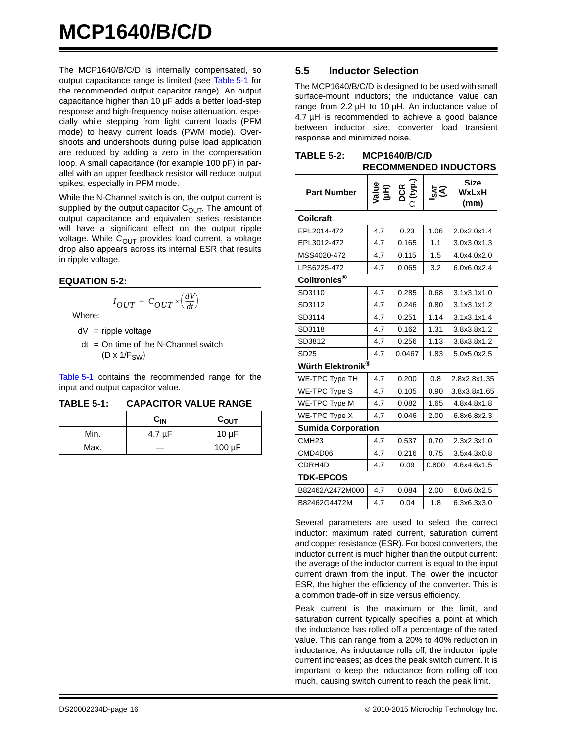The MCP1640/B/C/D is internally compensated, so output capacitance range is limited (see Table 5-1 for the recommended output capacitor range). An output capacitance higher than 10 µF adds a better load-step response and high-frequency noise attenuation, especially while stepping from light current loads (PFM mode) to heavy current loads (PWM mode). Overshoots and undershoots during pulse load application are reduced by adding a zero in the compensation loop. A small capacitance (for example 100 pF) in parallel with an upper feedback resistor will reduce output spikes, especially in PFM mode.

While the N-Channel switch is on, the output current is supplied by the output capacitor $C_{OUT}$. The amount of output capacitance and equivalent series resistance will have a significant effect on the output ripple voltage. While $C_{OUT}$ provides load current, a voltage drop also appears across its internal ESR that results in ripple voltage.

**EQUATION 5-2:**

$$I_{OUT} = C_{OUT} \times \left(\frac{dV}{dt}\right)$$

Where:

dV = ripple voltage

dt = On time of the N-Channel switch ($D \times 1/F_{SW}$)

Table 5-1 contains the recommended range for the input and output capacitor value.

**TABLE 5-1: CAPACITOR VALUE RANGE**

| | $C_{IN}$ | $C_{OUT}$ |
|---|---|---|
| Min. | 4.7 µF | 10 µF |
| Max. | — | 100 µF |

## 5.5 Inductor Selection

The MCP1640/B/C/D is designed to be used with small surface-mount inductors; the inductance value can range from 2.2 µH to 10 µH. An inductance value of 4.7 µH is recommended to achieve a good balance between inductor size, converter load transient response and minimized noise.

**TABLE 5-2: MCP1640/B/C/D RECOMMENDED INDUCTORS**

| Part Number | Value (µH) | DCR Ω (typ.) | $I_{SAT}$ (A) | Size WxLxH (mm) |
|---|---|---|---|---|
| **Coilcraft** | | | | |
| EPL2014-472 | 4.7 | 0.23 | 1.06 | 2.0x2.0x1.4 |
| EPL3012-472 | 4.7 | 0.165 | 1.1 | 3.0x3.0x1.3 |
| MSS4020-472 | 4.7 | 0.115 | 1.5 | 4.0x4.0x2.0 |
| LPS6225-472 | 4.7 | 0.065 | 3.2 | 6.0x6.0x2.4 |
| **Coiltronics®** | | | | |
| SD3110 | 4.7 | 0.285 | 0.68 | 3.1x3.1x1.0 |
| SD3112 | 4.7 | 0.246 | 0.80 | 3.1x3.1x1.2 |
| SD3114 | 4.7 | 0.251 | 1.14 | 3.1x3.1x1.4 |
| SD3118 | 4.7 | 0.162 | 1.31 | 3.8x3.8x1.2 |
| SD3812 | 4.7 | 0.256 | 1.13 | 3.8x3.8x1.2 |
| SD25 | 4.7 | 0.0467 | 1.83 | 5.0x5.0x2.5 |
| **Würth Elektronik®** | | | | |
| WE-TPC Type TH | 4.7 | 0.200 | 0.8 | 2.8x2.8x1.35 |
| WE-TPC Type S | 4.7 | 0.105 | 0.90 | 3.8x3.8x1.65 |
| WE-TPC Type M | 4.7 | 0.082 | 1.65 | 4.8x4.8x1.8 |
| WE-TPC Type X | 4.7 | 0.046 | 2.00 | 6.8x6.8x2.3 |
| **Sumida Corporation** | | | | |
| CMH23 | 4.7 | 0.537 | 0.70 | 2.3x2.3x1.0 |
| CMD4D06 | 4.7 | 0.216 | 0.75 | 3.5x4.3x0.8 |
| CDRH4D | 4.7 | 0.09 | 0.800 | 4.6x4.6x1.5 |
| **TDK-EPCOS** | | | | |
| B82462A2472M000 | 4.7 | 0.084 | 2.00 | 6.0x6.0x2.5 |
| B82462G4472M | 4.7 | 0.04 | 1.8 | 6.3x6.3x3.0 |

Several parameters are used to select the correct inductor: maximum rated current, saturation current and copper resistance (ESR). For boost converters, the inductor current is much higher than the output current; the average of the inductor current is equal to the input current drawn from the input. The lower the inductor ESR, the higher the efficiency of the converter. This is a common trade-off in size versus efficiency.

Peak current is the maximum or the limit, and saturation current typically specifies a point at which the inductance has rolled off a percentage of the rated value. This can range from a 20% to 40% reduction in inductance. As inductance rolls off, the inductor ripple current increases; as does the peak switch current. It is important to keep the inductance from rolling off too much, causing switch current to reach the peak limit.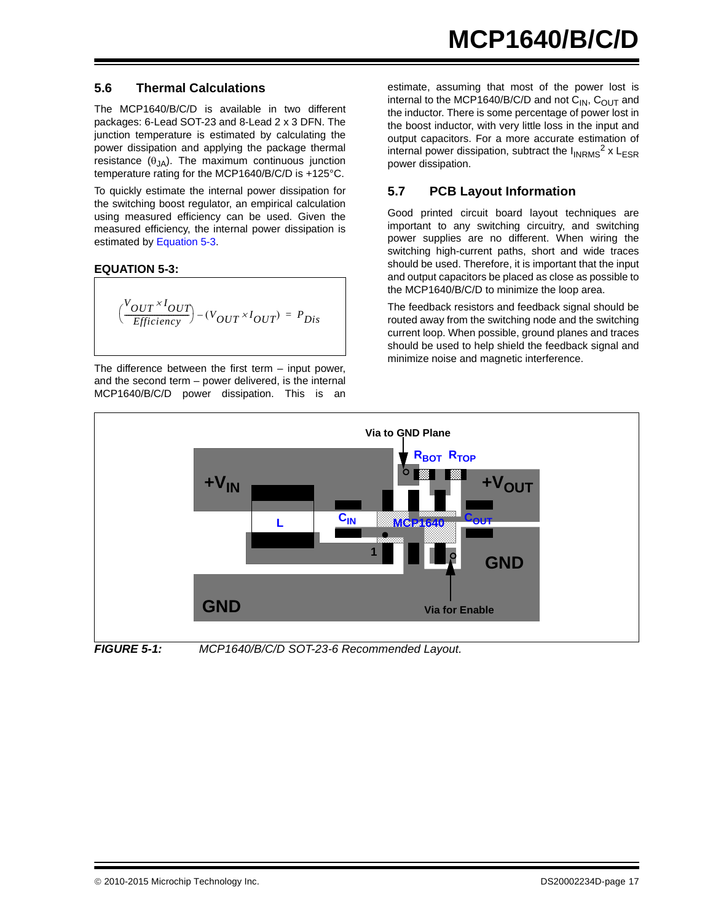## 5.6 Thermal Calculations

The MCP1640/B/C/D is available in two different packages: 6-Lead SOT-23 and 8-Lead 2 x 3 DFN. The junction temperature is estimated by calculating the power dissipation and applying the package thermal resistance ($\theta_{JA}$). The maximum continuous junction temperature rating for the MCP1640/B/C/D is +125°C.

To quickly estimate the internal power dissipation for the switching boost regulator, an empirical calculation using measured efficiency can be used. Given the measured efficiency, the internal power dissipation is estimated by Equation 5-3.

**EQUATION 5-3:**

$$\left(\frac{V_{OUT} \times I_{OUT}}{Efficiency}\right) - (V_{OUT} \times I_{OUT}) = P_{Dis}$$

The difference between the first term – input power, and the second term – power delivered, is the internal MCP1640/B/C/D power dissipation. This is an estimate, assuming that most of the power lost is internal to the MCP1640/B/C/D and not $C_{IN}$, $C_{OUT}$ and the inductor. There is some percentage of power lost in the boost inductor, with very little loss in the input and output capacitors. For a more accurate estimation of internal power dissipation, subtract the $I_{INRMS}^2$ x $L_{ESR}$ power dissipation.

## 5.7 PCB Layout Information

Good printed circuit board layout techniques are important to any switching circuitry, and switching power supplies are no different. When wiring the switching high-current paths, short and wide traces should be used. Therefore, it is important that the input and output capacitors be placed as close as possible to the MCP1640/B/C/D to minimize the loop area.

The feedback resistors and feedback signal should be routed away from the switching node and the switching current loop. When possible, ground planes and traces should be used to help shield the feedback signal and minimize noise and magnetic interference.

*FIGURE 5-1: MCP1640/B/C/D SOT-23-6 Recommended Layout.*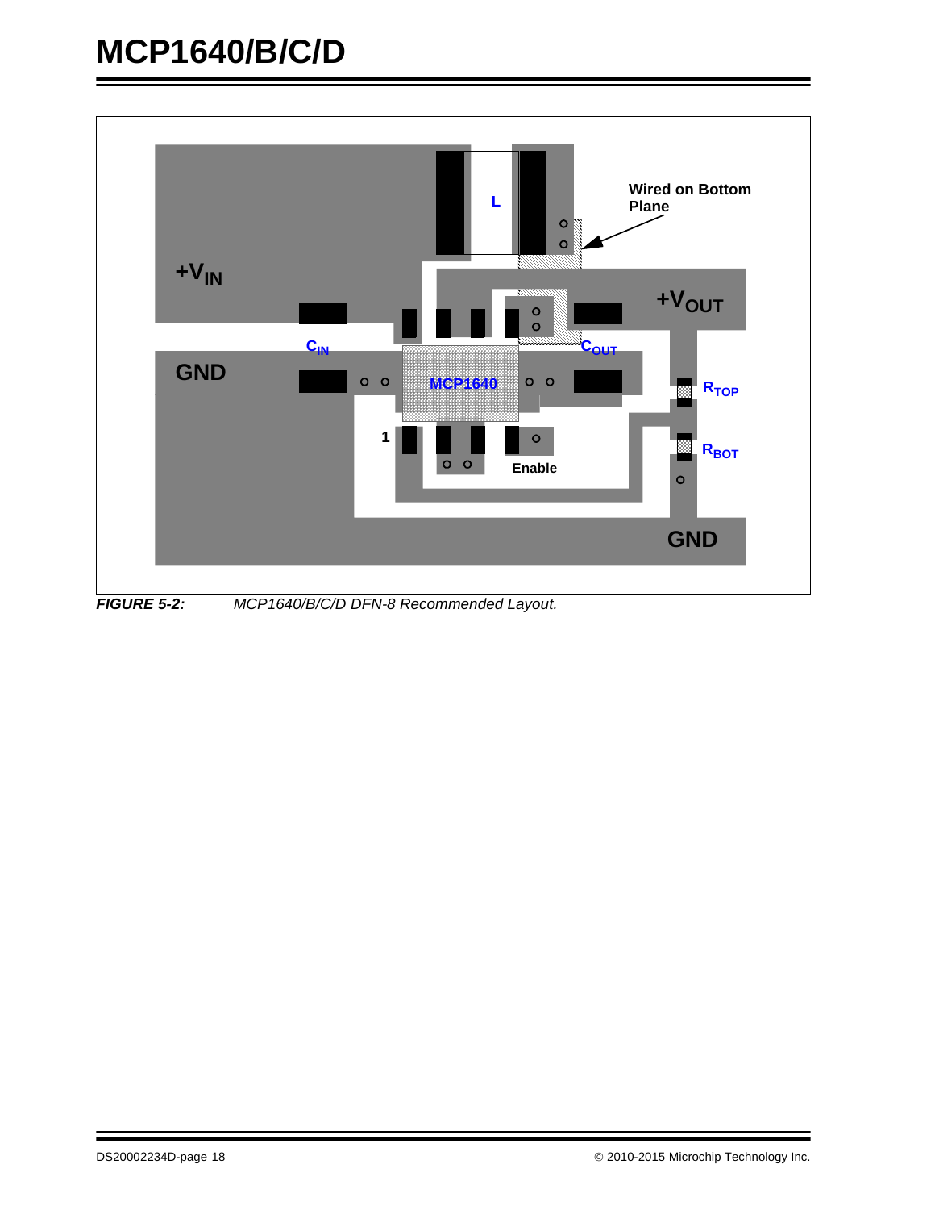+$V_{IN}$

L

Wired on Bottom Plane

+$V_{OUT}$

$C_{IN}$

$C_{OUT}$

GND

MCP1640

$R_{TOP}$

1

$R_{BOT}$

Enable

GND

***FIGURE 5-2:*** *MCP1640/B/C/D DFN-8 Recommended Layout.*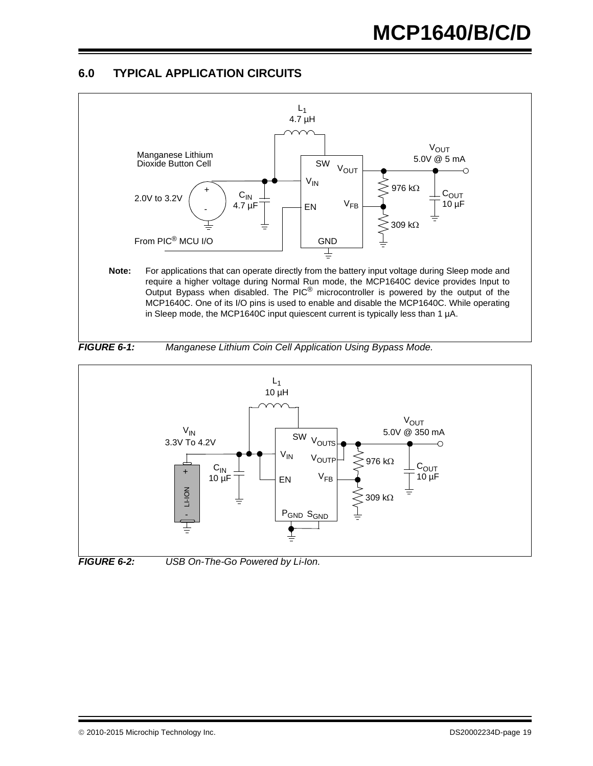## 6.0 TYPICAL APPLICATION CIRCUITS

**Note:** For applications that can operate directly from the battery input voltage during Sleep mode and require a higher voltage during Normal Run mode, the MCP1640C device provides Input to Output Bypass when disabled. The PIC® microcontroller is powered by the output of the MCP1640C. One of its I/O pins is used to enable and disable the MCP1640C. While operating in Sleep mode, the MCP1640C input quiescent current is typically less than 1 µA.

***FIGURE 6-1:*** *Manganese Lithium Coin Cell Application Using Bypass Mode.*

***FIGURE 6-2:*** *USB On-The-Go Powered by Li-Ion.*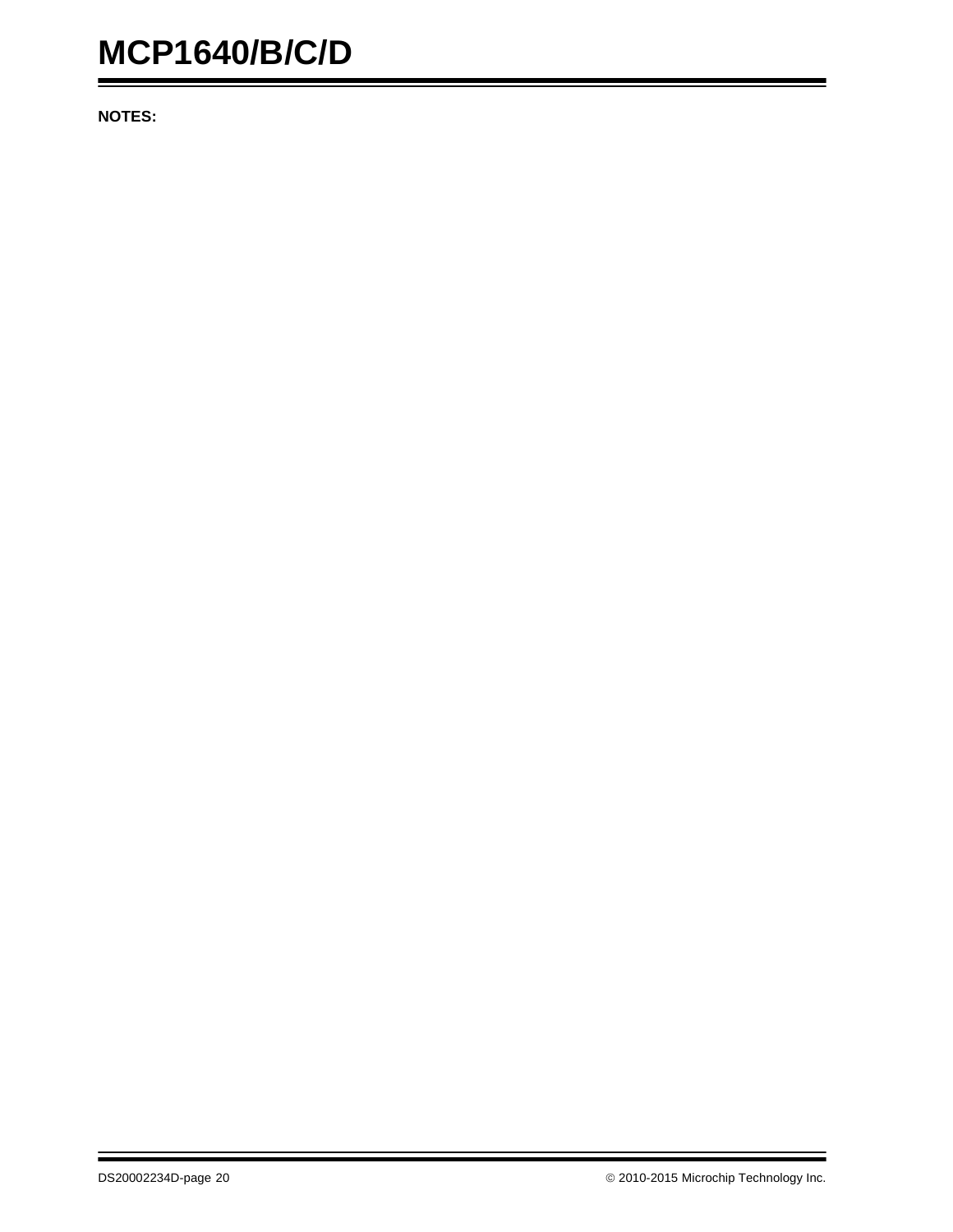**NOTES:**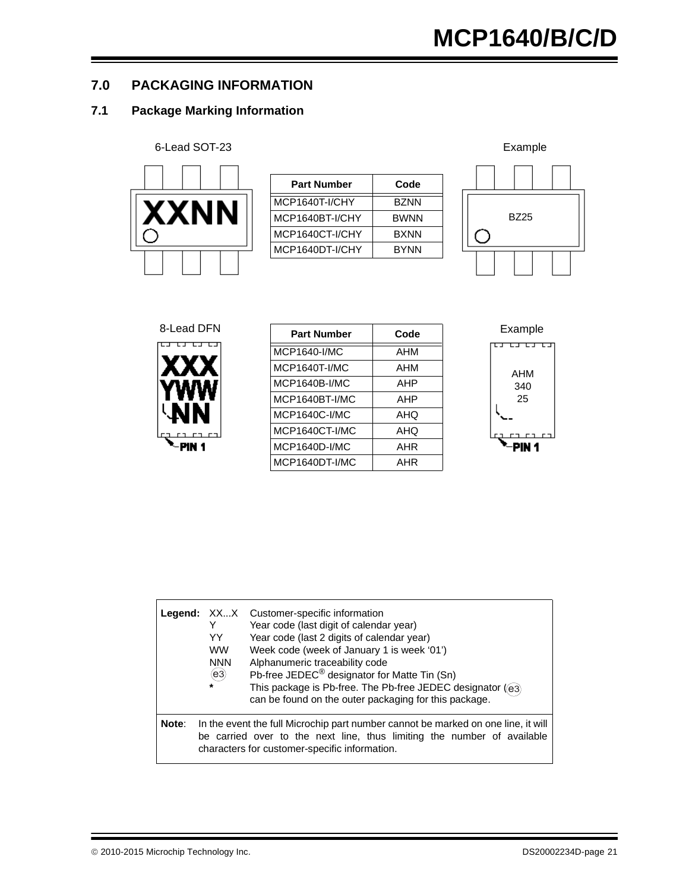## 7.0 PACKAGING INFORMATION

### 7.1 Package Marking Information

6-Lead SOT-23

XXNN

| Part Number | Code |
|---|---|
| MCP1640T-I/CHY | BZNN |
| MCP1640BT-I/CHY | BWNN |
| MCP1640CT-I/CHY | BXNN |
| MCP1640DT-I/CHY | BYNN |

Example

BZ25

8-Lead DFN

XXX
YWW
NN

PIN 1

| Part Number | Code |
|---|---|
| MCP1640-I/MC | AHM |
| MCP1640T-I/MC | AHM |
| MCP1640B-I/MC | AHP |
| MCP1640BT-I/MC | AHP |
| MCP1640C-I/MC | AHQ |
| MCP1640CT-I/MC | AHQ |
| MCP1640D-I/MC | AHR |
| MCP1640DT-I/MC | AHR |

Example

AHM
340
25

PIN 1

**Legend:**
- XX...X Customer-specific information
- Y Year code (last digit of calendar year)
- YY Year code (last 2 digits of calendar year)
- WW Week code (week of January 1 is week '01')
- NNN Alphanumeric traceability code
- (e3) Pb-free JEDEC® designator for Matte Tin (Sn)
- * This package is Pb-free. The Pb-free JEDEC designator ((e3)) can be found on the outer packaging for this package.

**Note**: In the event the full Microchip part number cannot be marked on one line, it will be carried over to the next line, thus limiting the number of available characters for customer-specific information.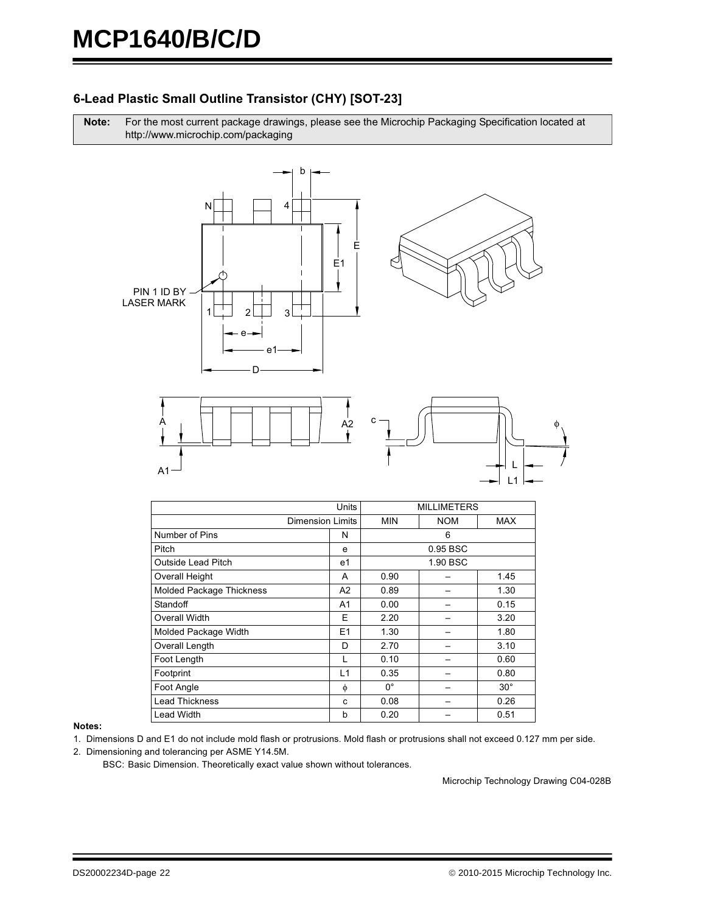## 6-Lead Plastic Small Outline Transistor (CHY) [SOT-23]

**Note:** For the most current package drawings, please see the Microchip Packaging Specification located at http://www.microchip.com/packaging

| Units | | MILLIMETERS | | |
|---|---|---|---|---|
| Dimension Limits | | MIN | NOM | MAX |
| Number of Pins | N | | 6 | |
| Pitch | e | | 0.95 BSC | |
| Outside Lead Pitch | e1 | | 1.90 BSC | |
| Overall Height | A | 0.90 | – | 1.45 |
| Molded Package Thickness | A2 | 0.89 | – | 1.30 |
| Standoff | A1 | 0.00 | – | 0.15 |
| Overall Width | E | 2.20 | – | 3.20 |
| Molded Package Width | E1 | 1.30 | – | 1.80 |
| Overall Length | D | 2.70 | – | 3.10 |
| Foot Length | L | 0.10 | – | 0.60 |
| Footprint | L1 | 0.35 | – | 0.80 |
| Foot Angle | $\phi$ | 0° | – | 30° |
| Lead Thickness | c | 0.08 | – | 0.26 |
| Lead Width | b | 0.20 | – | 0.51 |

**Notes:**

1. Dimensions D and E1 do not include mold flash or protrusions. Mold flash or protrusions shall not exceed 0.127 mm per side.
2. Dimensioning and tolerancing per ASME Y14.5M.

   BSC: Basic Dimension. Theoretically exact value shown without tolerances.

Microchip Technology Drawing C04-028B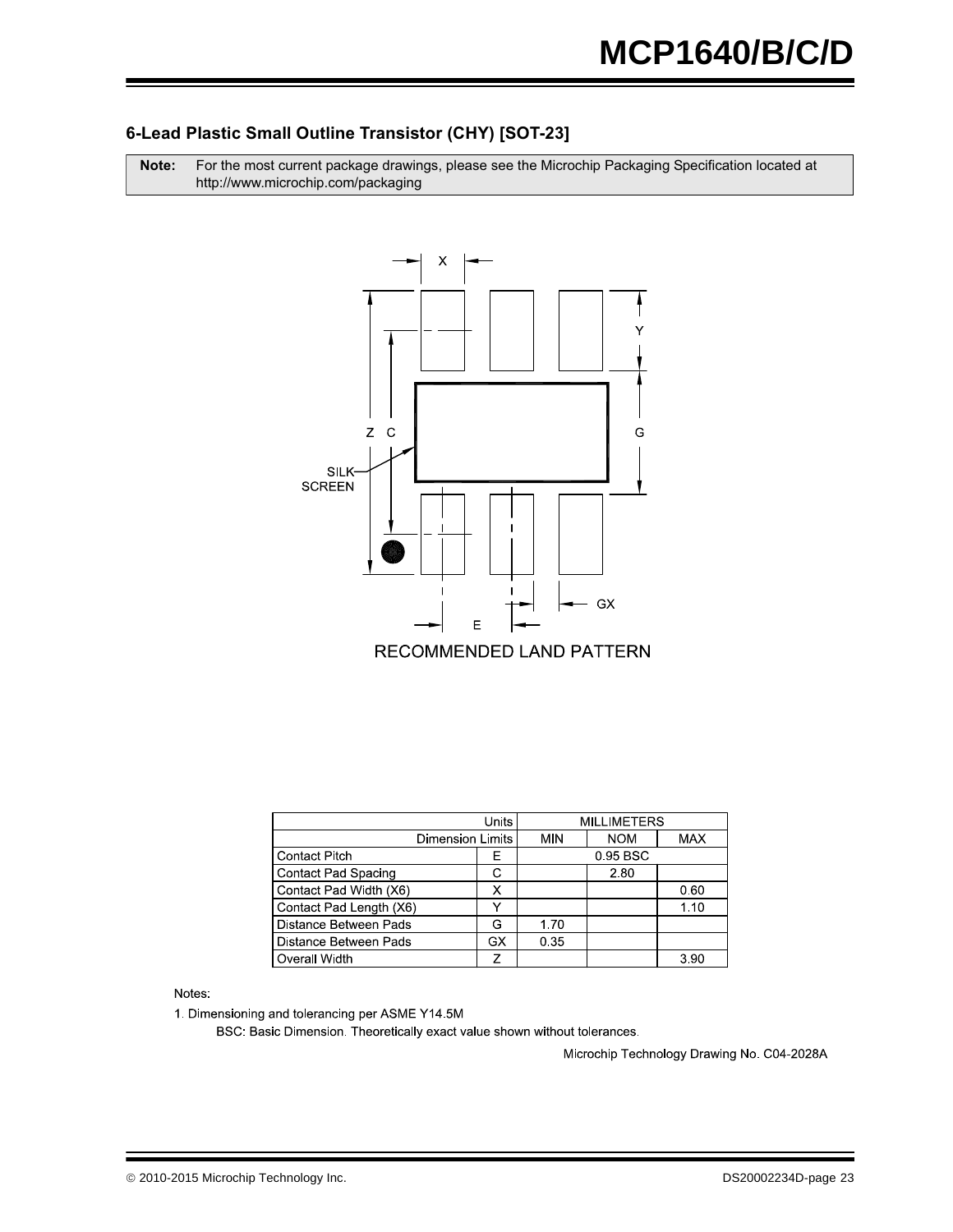## 6-Lead Plastic Small Outline Transistor (CHY) [SOT-23]

| **Note:** | For the most current package drawings, please see the Microchip Packaging Specification located at http://www.microchip.com/packaging |
|---|---|

RECOMMENDED LAND PATTERN

| Units | | MILLIMETERS | | |
|---|---|---|---|---|
| Dimension Limits | | MIN | NOM | MAX |
| Contact Pitch | E | | 0.95 BSC | |
| Contact Pad Spacing | C | | 2.80 | |
| Contact Pad Width (X6) | X | | | 0.60 |
| Contact Pad Length (X6) | Y | | | 1.10 |
| Distance Between Pads | G | 1.70 | | |
| Distance Between Pads | GX | 0.35 | | |
| Overall Width | Z | | | 3.90 |

Notes:

1. Dimensioning and tolerancing per ASME Y14.5M

   BSC: Basic Dimension. Theoretically exact value shown without tolerances.

Microchip Technology Drawing No. C04-2028A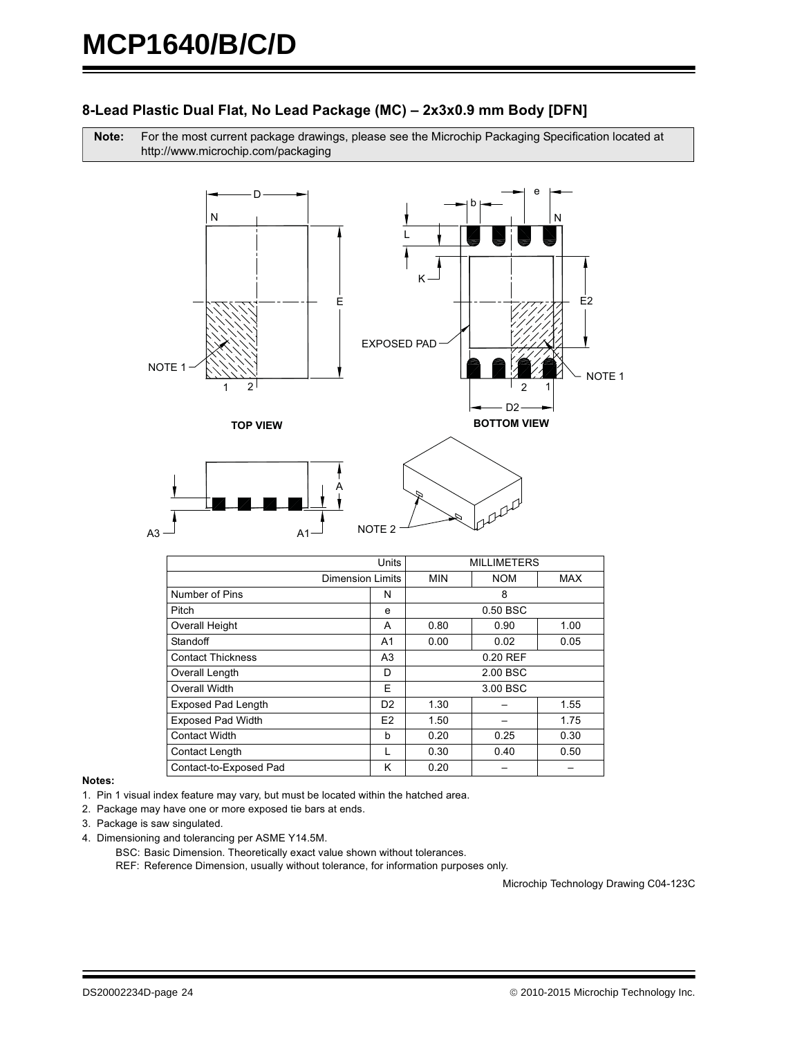## 8-Lead Plastic Dual Flat, No Lead Package (MC) – 2x3x0.9 mm Body [DFN]

**Note:** For the most current package drawings, please see the Microchip Packaging Specification located at http://www.microchip.com/packaging

TOP VIEW

BOTTOM VIEW

| Units | | MILLIMETERS | | |
|---|---|---|---|---|
| Dimension Limits | | MIN | NOM | MAX |
| Number of Pins | N | | 8 | |
| Pitch | e | | 0.50 BSC | |
| Overall Height | A | 0.80 | 0.90 | 1.00 |
| Standoff | A1 | 0.00 | 0.02 | 0.05 |
| Contact Thickness | A3 | | 0.20 REF | |
| Overall Length | D | | 2.00 BSC | |
| Overall Width | E | | 3.00 BSC | |
| Exposed Pad Length | D2 | 1.30 | – | 1.55 |
| Exposed Pad Width | E2 | 1.50 | – | 1.75 |
| Contact Width | b | 0.20 | 0.25 | 0.30 |
| Contact Length | L | 0.30 | 0.40 | 0.50 |
| Contact-to-Exposed Pad | K | 0.20 | – | – |

**Notes:**

1. Pin 1 visual index feature may vary, but must be located within the hatched area.
2. Package may have one or more exposed tie bars at ends.
3. Package is saw singulated.
4. Dimensioning and tolerancing per ASME Y14.5M.

   BSC: Basic Dimension. Theoretically exact value shown without tolerances.

   REF: Reference Dimension, usually without tolerance, for information purposes only.

Microchip Technology Drawing C04-123C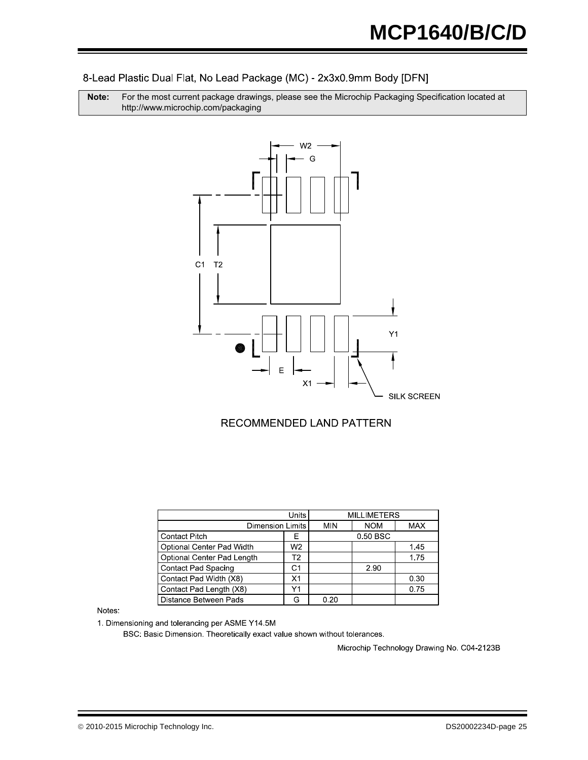## 8-Lead Plastic Dual Flat, No Lead Package (MC) - 2x3x0.9mm Body [DFN]

| **Note:** | For the most current package drawings, please see the Microchip Packaging Specification located at http://www.microchip.com/packaging |
|---|---|

RECOMMENDED LAND PATTERN

| Units | | MILLIMETERS | | |
|---|---|---|---|---|
| Dimension Limits | | MIN | NOM | MAX |
| Contact Pitch | E | | 0.50 BSC | |
| Optional Center Pad Width | W2 | | | 1.45 |
| Optional Center Pad Length | T2 | | | 1.75 |
| Contact Pad Spacing | C1 | | 2.90 | |
| Contact Pad Width (X8) | X1 | | | 0.30 |
| Contact Pad Length (X8) | Y1 | | | 0.75 |
| Distance Between Pads | G | 0.20 | | |

Notes:

1. Dimensioning and tolerancing per ASME Y14.5M

   BSC: Basic Dimension. Theoretically exact value shown without tolerances.

Microchip Technology Drawing No. C04-2123B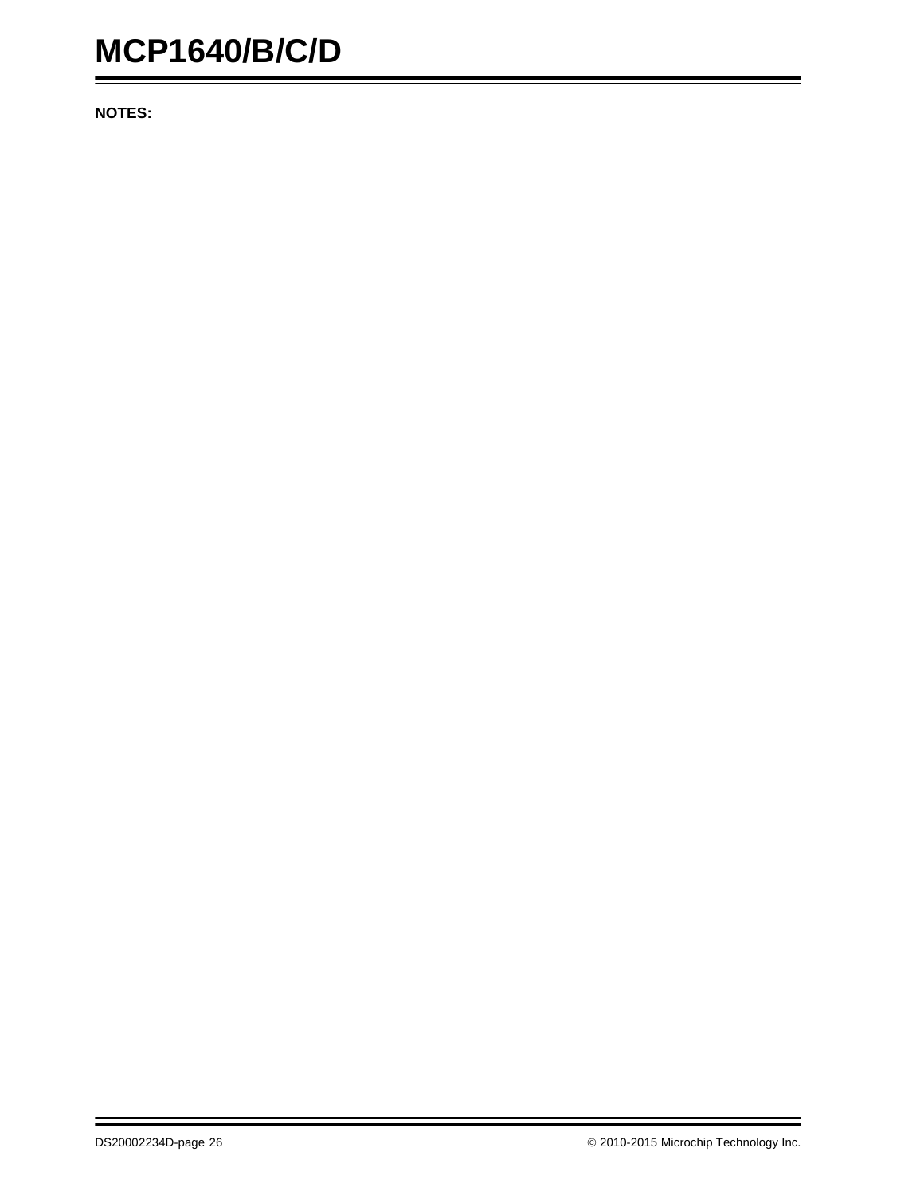**NOTES:**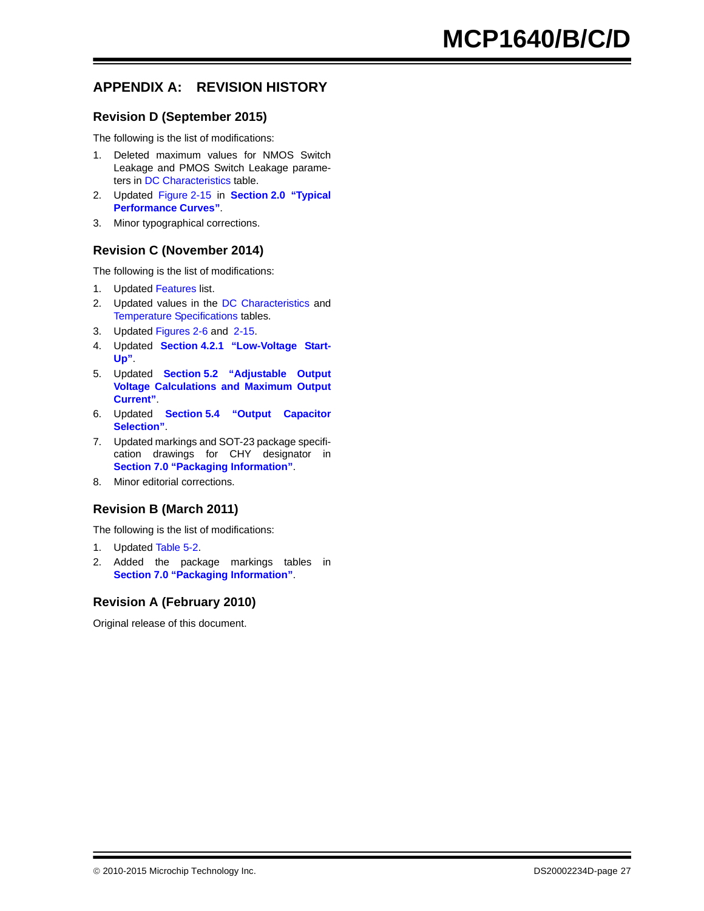# APPENDIX A: REVISION HISTORY

## Revision D (September 2015)

The following is the list of modifications:

1. Deleted maximum values for NMOS Switch Leakage and PMOS Switch Leakage parameters in DC Characteristics table.
2. Updated Figure 2-15 in **Section 2.0 "Typical Performance Curves"**.
3. Minor typographical corrections.

## Revision C (November 2014)

The following is the list of modifications:

1. Updated Features list.
2. Updated values in the DC Characteristics and Temperature Specifications tables.
3. Updated Figures 2-6 and 2-15.
4. Updated **Section 4.2.1 "Low-Voltage Start-Up"**.
5. Updated **Section 5.2 "Adjustable Output Voltage Calculations and Maximum Output Current"**.
6. Updated **Section 5.4 "Output Capacitor Selection"**.
7. Updated markings and SOT-23 package specification drawings for CHY designator in **Section 7.0 "Packaging Information"**.
8. Minor editorial corrections.

## Revision B (March 2011)

The following is the list of modifications:

1. Updated Table 5-2.
2. Added the package markings tables in **Section 7.0 "Packaging Information"**.

## Revision A (February 2010)

Original release of this document.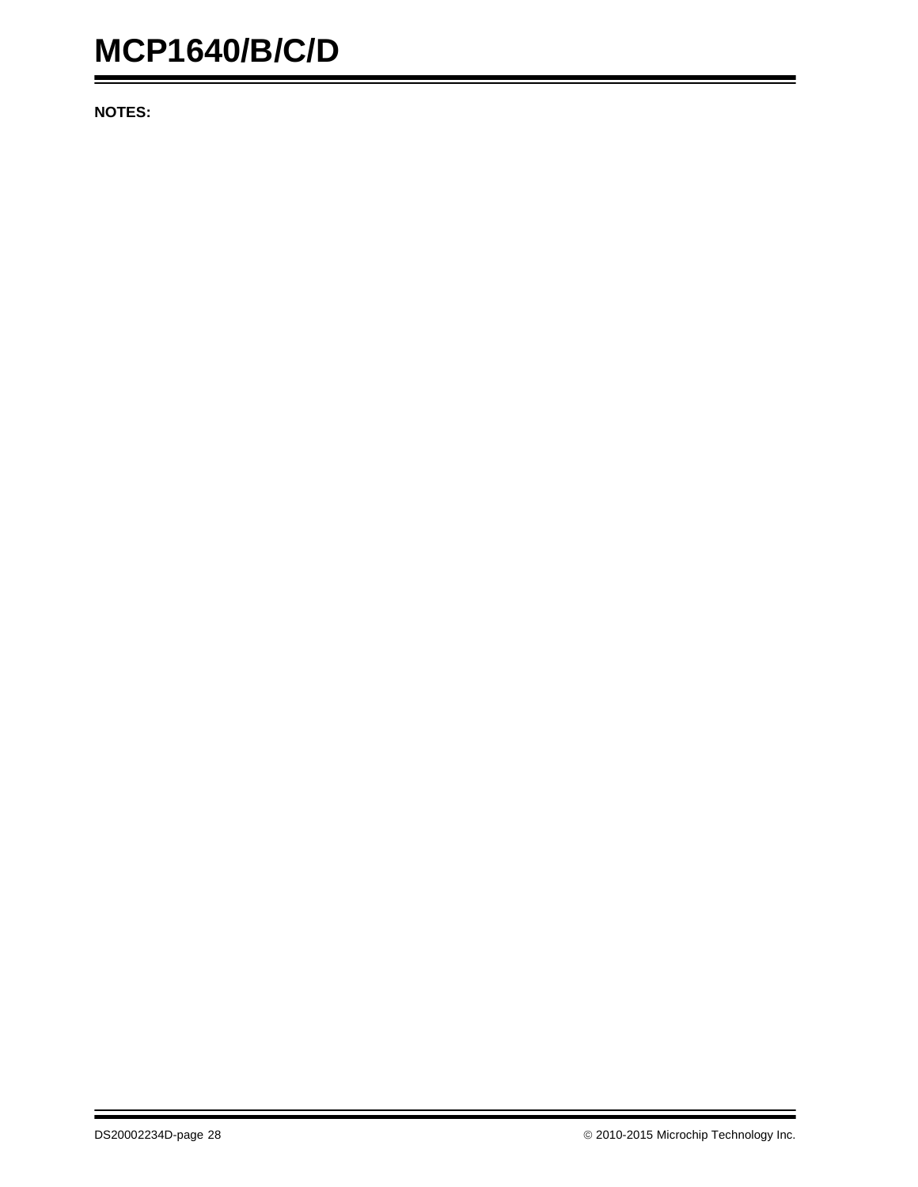**NOTES:**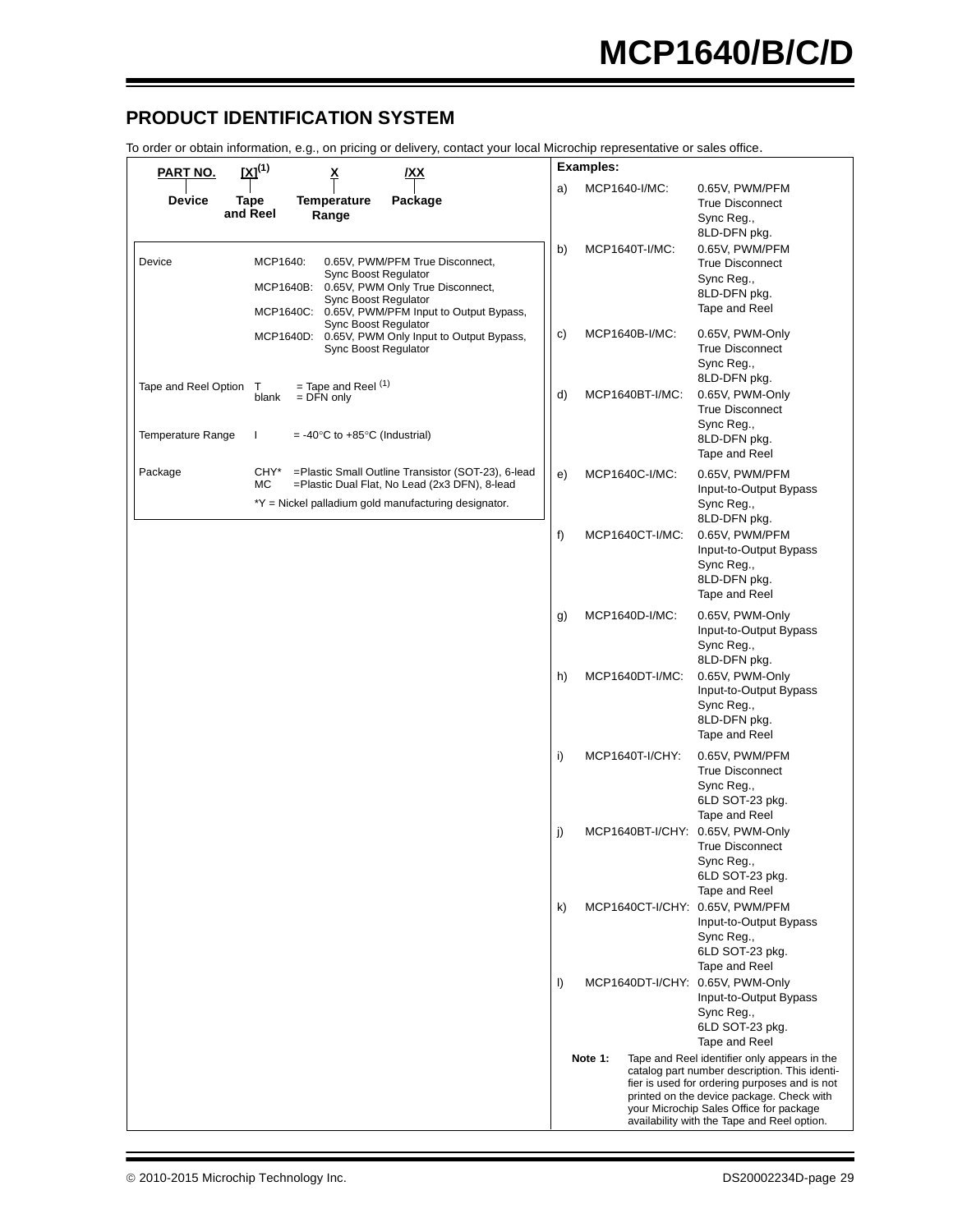## PRODUCT IDENTIFICATION SYSTEM

To order or obtain information, e.g., on pricing or delivery, contact your local Microchip representative or sales office.

| PART NO. | [X][(1)] | X | /XX |
|---|---|---|---|
| Device | Tape and Reel | Temperature Range | Package |

| | |
|---|---|
| Device | MCP1640: 0.65V, PWM/PFM True Disconnect, Sync Boost Regulator<br>MCP1640B: 0.65V, PWM Only True Disconnect, Sync Boost Regulator<br>MCP1640C: 0.65V, PWM/PFM Input to Output Bypass, Sync Boost Regulator<br>MCP1640D: 0.65V, PWM Only Input to Output Bypass, Sync Boost Regulator |
| Tape and Reel Option | T = Tape and Reel [(1)]<br>blank = DFN only |
| Temperature Range | I = -40°C to +85°C (Industrial) |
| Package | CHY* = Plastic Small Outline Transistor (SOT-23), 6-lead<br>MC = Plastic Dual Flat, No Lead (2x3 DFN), 8-lead<br>*Y = Nickel palladium gold manufacturing designator. |

**Examples:**

a) MCP1640-I/MC: 0.65V, PWM/PFM True Disconnect Sync Reg., 8LD-DFN pkg.

b) MCP1640T-I/MC: 0.65V, PWM/PFM True Disconnect Sync Reg., 8LD-DFN pkg. Tape and Reel

c) MCP1640B-I/MC: 0.65V, PWM-Only True Disconnect Sync Reg., 8LD-DFN pkg.

d) MCP1640BT-I/MC: 0.65V, PWM-Only True Disconnect Sync Reg., 8LD-DFN pkg. Tape and Reel

e) MCP1640C-I/MC: 0.65V, PWM/PFM Input-to-Output Bypass Sync Reg., 8LD-DFN pkg.

f) MCP1640CT-I/MC: 0.65V, PWM/PFM Input-to-Output Bypass Sync Reg., 8LD-DFN pkg. Tape and Reel

g) MCP1640D-I/MC: 0.65V, PWM-Only Input-to-Output Bypass Sync Reg., 8LD-DFN pkg.

h) MCP1640DT-I/MC: 0.65V, PWM-Only Input-to-Output Bypass Sync Reg., 8LD-DFN pkg. Tape and Reel

i) MCP1640T-I/CHY: 0.65V, PWM/PFM True Disconnect Sync Reg., 6LD SOT-23 pkg. Tape and Reel

j) MCP1640BT-I/CHY: 0.65V, PWM-Only True Disconnect Sync Reg., 6LD SOT-23 pkg. Tape and Reel

k) MCP1640CT-I/CHY: 0.65V, PWM/PFM Input-to-Output Bypass Sync Reg., 6LD SOT-23 pkg. Tape and Reel

l) MCP1640DT-I/CHY: 0.65V, PWM-Only Input-to-Output Bypass Sync Reg., 6LD SOT-23 pkg. Tape and Reel

**Note 1:** Tape and Reel identifier only appears in the catalog part number description. This identifier is used for ordering purposes and is not printed on the device package. Check with your Microchip Sales Office for package availability with the Tape and Reel option.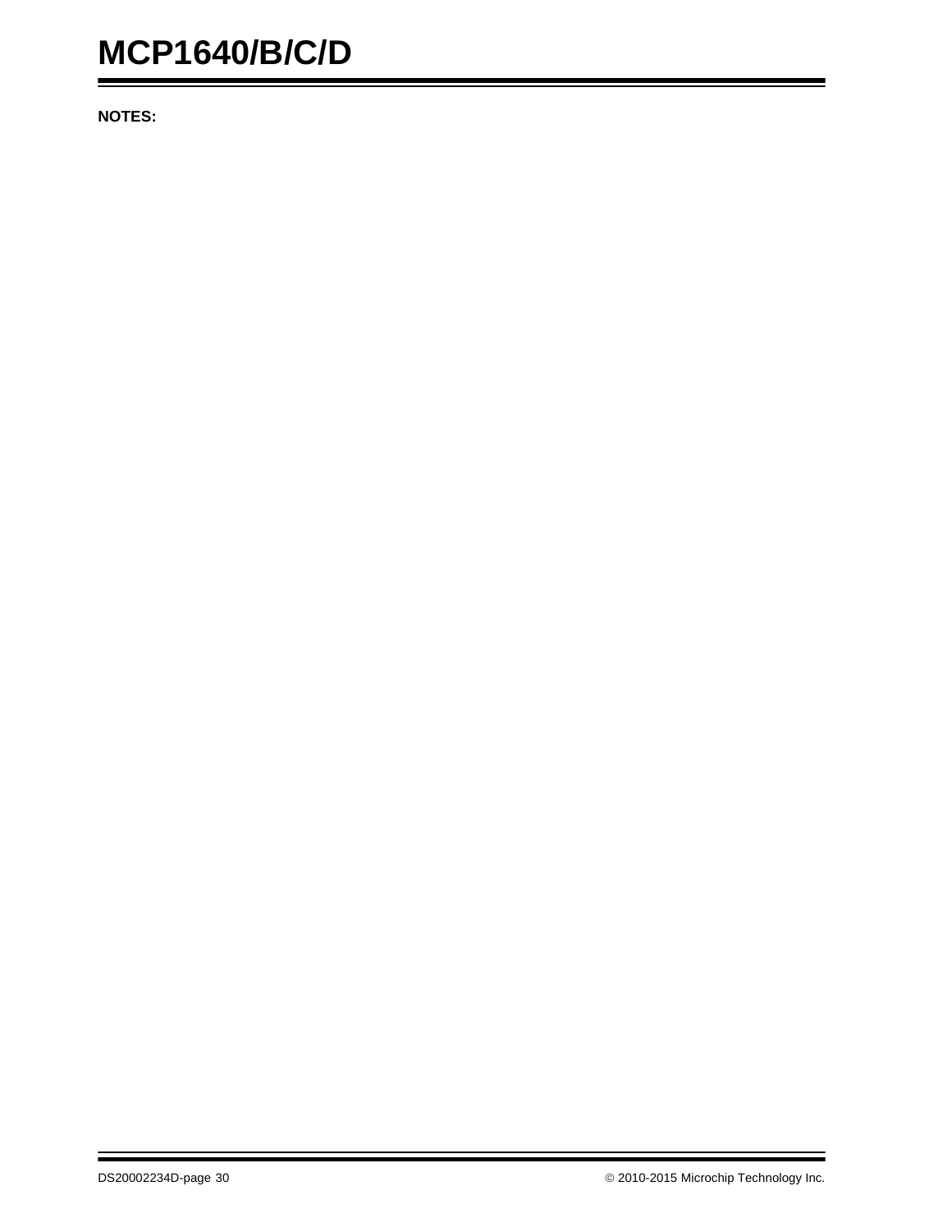**NOTES:**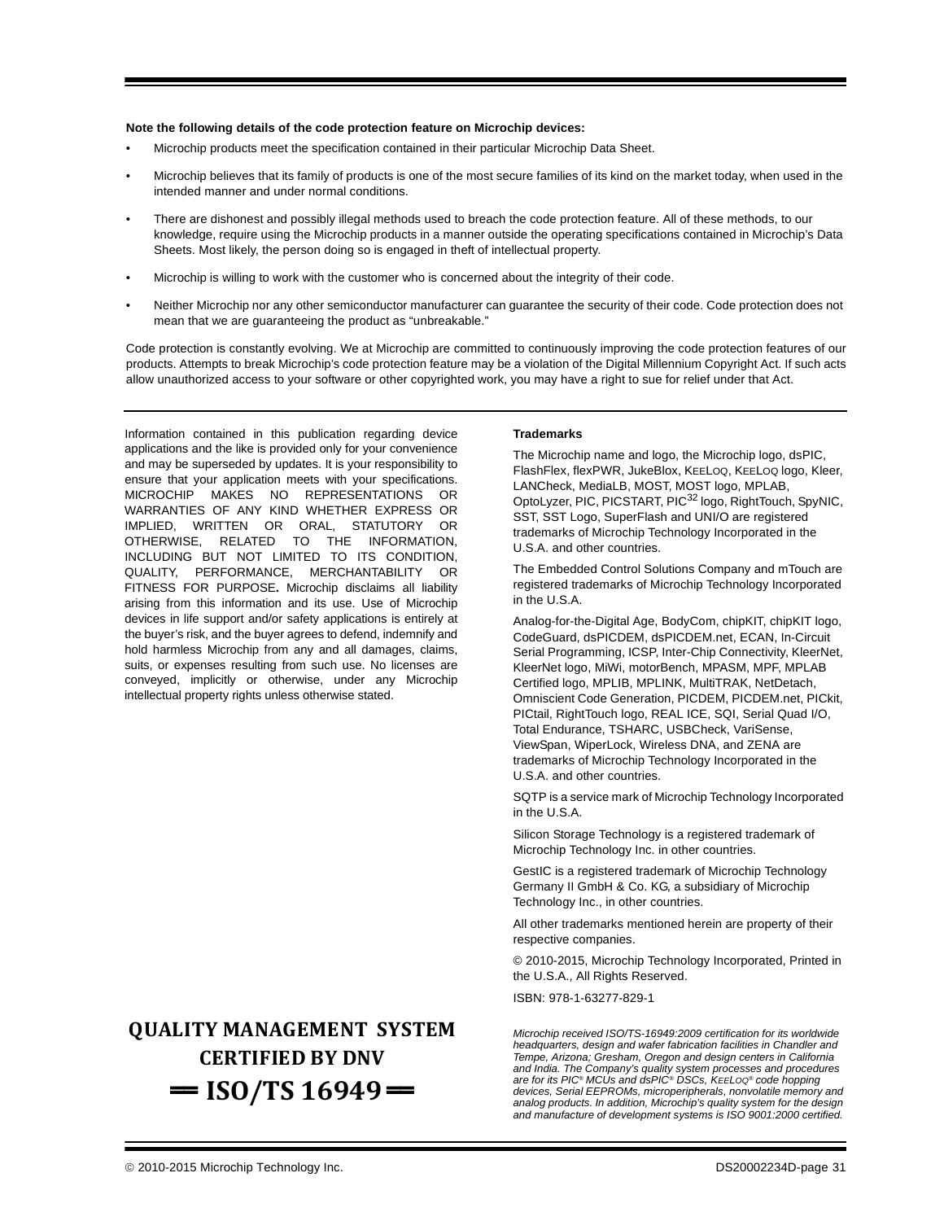**Note the following details of the code protection feature on Microchip devices:**

- Microchip products meet the specification contained in their particular Microchip Data Sheet.
- Microchip believes that its family of products is one of the most secure families of its kind on the market today, when used in the intended manner and under normal conditions.
- There are dishonest and possibly illegal methods used to breach the code protection feature. All of these methods, to our knowledge, require using the Microchip products in a manner outside the operating specifications contained in Microchip's Data Sheets. Most likely, the person doing so is engaged in theft of intellectual property.
- Microchip is willing to work with the customer who is concerned about the integrity of their code.
- Neither Microchip nor any other semiconductor manufacturer can guarantee the security of their code. Code protection does not mean that we are guaranteeing the product as "unbreakable."

Code protection is constantly evolving. We at Microchip are committed to continuously improving the code protection features of our products. Attempts to break Microchip's code protection feature may be a violation of the Digital Millennium Copyright Act. If such acts allow unauthorized access to your software or other copyrighted work, you may have a right to sue for relief under that Act.

Information contained in this publication regarding device applications and the like is provided only for your convenience and may be superseded by updates. It is your responsibility to ensure that your application meets with your specifications. MICROCHIP MAKES NO REPRESENTATIONS OR WARRANTIES OF ANY KIND WHETHER EXPRESS OR IMPLIED, WRITTEN OR ORAL, STATUTORY OR OTHERWISE, RELATED TO THE INFORMATION, INCLUDING BUT NOT LIMITED TO ITS CONDITION, QUALITY, PERFORMANCE, MERCHANTABILITY OR FITNESS FOR PURPOSE**.** Microchip disclaims all liability arising from this information and its use. Use of Microchip devices in life support and/or safety applications is entirely at the buyer's risk, and the buyer agrees to defend, indemnify and hold harmless Microchip from any and all damages, claims, suits, or expenses resulting from such use. No licenses are conveyed, implicitly or otherwise, under any Microchip intellectual property rights unless otherwise stated.

**Trademarks**

The Microchip name and logo, the Microchip logo, dsPIC, FlashFlex, flexPWR, JukeBlox, KEELOQ, KEELOQ logo, Kleer, LANCheck, MediaLB, MOST, MOST logo, MPLAB, OptoLyzer, PIC, PICSTART, PIC[32] logo, RightTouch, SpyNIC, SST, SST Logo, SuperFlash and UNI/O are registered trademarks of Microchip Technology Incorporated in the U.S.A. and other countries.

The Embedded Control Solutions Company and mTouch are registered trademarks of Microchip Technology Incorporated in the U.S.A.

Analog-for-the-Digital Age, BodyCom, chipKIT, chipKIT logo, CodeGuard, dsPICDEM, dsPICDEM.net, ECAN, In-Circuit Serial Programming, ICSP, Inter-Chip Connectivity, KleerNet, KleerNet logo, MiWi, motorBench, MPASM, MPF, MPLAB Certified logo, MPLIB, MPLINK, MultiTRAK, NetDetach, Omniscient Code Generation, PICDEM, PICDEM.net, PICkit, PICtail, RightTouch logo, REAL ICE, SQI, Serial Quad I/O, Total Endurance, TSHARC, USBCheck, VariSense, ViewSpan, WiperLock, Wireless DNA, and ZENA are trademarks of Microchip Technology Incorporated in the U.S.A. and other countries.

SQTP is a service mark of Microchip Technology Incorporated in the U.S.A.

Silicon Storage Technology is a registered trademark of Microchip Technology Inc. in other countries.

GestIC is a registered trademark of Microchip Technology Germany II GmbH & Co. KG, a subsidiary of Microchip Technology Inc., in other countries.

All other trademarks mentioned herein are property of their respective companies.

© 2010-2015, Microchip Technology Incorporated, Printed in the U.S.A., All Rights Reserved.

ISBN: 978-1-63277-829-1

**QUALITY MANAGEMENT SYSTEM CERTIFIED BY DNV**

**== ISO/TS 16949 ==**

*Microchip received ISO/TS-16949:2009 certification for its worldwide headquarters, design and wafer fabrication facilities in Chandler and Tempe, Arizona; Gresham, Oregon and design centers in California and India. The Company's quality system processes and procedures are for its PIC® MCUs and dsPIC® DSCs, KEELOQ® code hopping devices, Serial EEPROMs, microperipherals, nonvolatile memory and analog products. In addition, Microchip's quality system for the design and manufacture of development systems is ISO 9001:2000 certified.*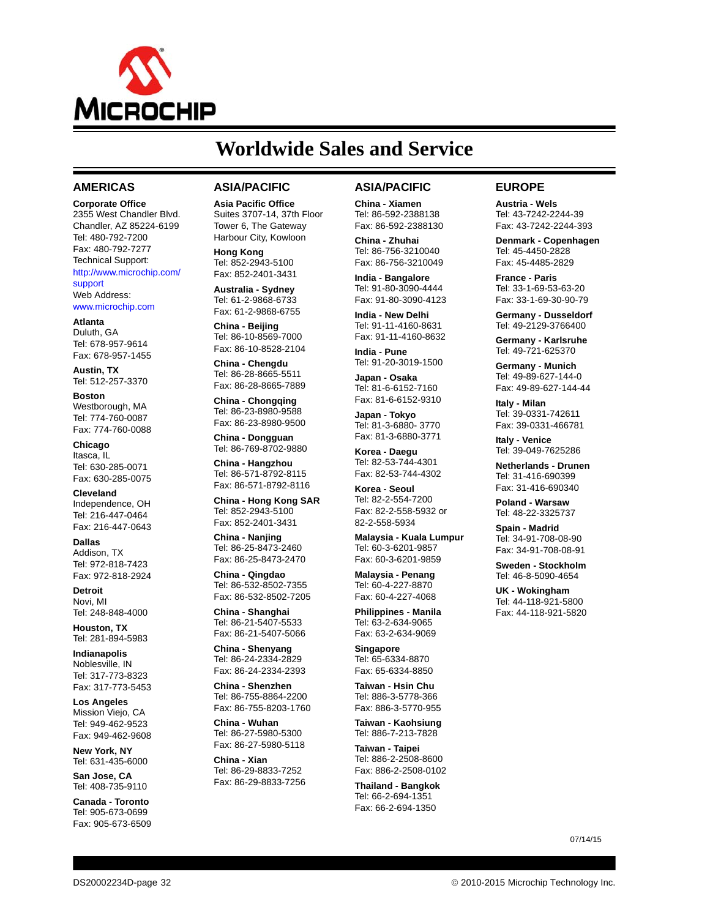# Worldwide Sales and Service

## AMERICAS

**Corporate Office**
2355 West Chandler Blvd.
Chandler, AZ 85224-6199
Tel: 480-792-7200
Fax: 480-792-7277
Technical Support:
http://www.microchip.com/support
Web Address:
www.microchip.com

**Atlanta**
Duluth, GA
Tel: 678-957-9614
Fax: 678-957-1455

**Austin, TX**
Tel: 512-257-3370

**Boston**
Westborough, MA
Tel: 774-760-0087
Fax: 774-760-0088

**Chicago**
Itasca, IL
Tel: 630-285-0071
Fax: 630-285-0075

**Cleveland**
Independence, OH
Tel: 216-447-0464
Fax: 216-447-0643

**Dallas**
Addison, TX
Tel: 972-818-7423
Fax: 972-818-2924

**Detroit**
Novi, MI
Tel: 248-848-4000

**Houston, TX**
Tel: 281-894-5983

**Indianapolis**
Noblesville, IN
Tel: 317-773-8323
Fax: 317-773-5453

**Los Angeles**
Mission Viejo, CA
Tel: 949-462-9523
Fax: 949-462-9608

**New York, NY**
Tel: 631-435-6000

**San Jose, CA**
Tel: 408-735-9110

**Canada - Toronto**
Tel: 905-673-0699
Fax: 905-673-6509

## ASIA/PACIFIC

**Asia Pacific Office**
Suites 3707-14, 37th Floor
Tower 6, The Gateway
Harbour City, Kowloon

**Hong Kong**
Tel: 852-2943-5100
Fax: 852-2401-3431

**Australia - Sydney**
Tel: 61-2-9868-6733
Fax: 61-2-9868-6755

**China - Beijing**
Tel: 86-10-8569-7000
Fax: 86-10-8528-2104

**China - Chengdu**
Tel: 86-28-8665-5511
Fax: 86-28-8665-7889

**China - Chongqing**
Tel: 86-23-8980-9588
Fax: 86-23-8980-9500

**China - Dongguan**
Tel: 86-769-8702-9880

**China - Hangzhou**
Tel: 86-571-8792-8115
Fax: 86-571-8792-8116

**China - Hong Kong SAR**
Tel: 852-2943-5100
Fax: 852-2401-3431

**China - Nanjing**
Tel: 86-25-8473-2460
Fax: 86-25-8473-2470

**China - Qingdao**
Tel: 86-532-8502-7355
Fax: 86-532-8502-7205

**China - Shanghai**
Tel: 86-21-5407-5533
Fax: 86-21-5407-5066

**China - Shenyang**
Tel: 86-24-2334-2829
Fax: 86-24-2334-2393

**China - Shenzhen**
Tel: 86-755-8864-2200
Fax: 86-755-8203-1760

**China - Wuhan**
Tel: 86-27-5980-5300
Fax: 86-27-5980-5118

**China - Xian**
Tel: 86-29-8833-7252
Fax: 86-29-8833-7256

## ASIA/PACIFIC

**China - Xiamen**
Tel: 86-592-2388138
Fax: 86-592-2388130

**China - Zhuhai**
Tel: 86-756-3210040
Fax: 86-756-3210049

**India - Bangalore**
Tel: 91-80-3090-4444
Fax: 91-80-3090-4123

**India - New Delhi**
Tel: 91-11-4160-8631
Fax: 91-11-4160-8632

**India - Pune**
Tel: 91-20-3019-1500

**Japan - Osaka**
Tel: 81-6-6152-7160
Fax: 81-6-6152-9310

**Japan - Tokyo**
Tel: 81-3-6880- 3770
Fax: 81-3-6880-3771

**Korea - Daegu**
Tel: 82-53-744-4301
Fax: 82-53-744-4302

**Korea - Seoul**
Tel: 82-2-554-7200
Fax: 82-2-558-5932 or
82-2-558-5934

**Malaysia - Kuala Lumpur**
Tel: 60-3-6201-9857
Fax: 60-3-6201-9859

**Malaysia - Penang**
Tel: 60-4-227-8870
Fax: 60-4-227-4068

**Philippines - Manila**
Tel: 63-2-634-9065
Fax: 63-2-634-9069

**Singapore**
Tel: 65-6334-8870
Fax: 65-6334-8850

**Taiwan - Hsin Chu**
Tel: 886-3-5778-366
Fax: 886-3-5770-955

**Taiwan - Kaohsiung**
Tel: 886-7-213-7828

**Taiwan - Taipei**
Tel: 886-2-2508-8600
Fax: 886-2-2508-0102

**Thailand - Bangkok**
Tel: 66-2-694-1351
Fax: 66-2-694-1350

## EUROPE

**Austria - Wels**
Tel: 43-7242-2244-39
Fax: 43-7242-2244-393

**Denmark - Copenhagen**
Tel: 45-4450-2828
Fax: 45-4485-2829

**France - Paris**
Tel: 33-1-69-53-63-20
Fax: 33-1-69-30-90-79

**Germany - Dusseldorf**
Tel: 49-2129-3766400

**Germany - Karlsruhe**
Tel: 49-721-625370

**Germany - Munich**
Tel: 49-89-627-144-0
Fax: 49-89-627-144-44

**Italy - Milan**
Tel: 39-0331-742611
Fax: 39-0331-466781

**Italy - Venice**
Tel: 39-049-7625286

**Netherlands - Drunen**
Tel: 31-416-690399
Fax: 31-416-690340

**Poland - Warsaw**
Tel: 48-22-3325737

**Spain - Madrid**
Tel: 34-91-708-08-90
Fax: 34-91-708-08-91

**Sweden - Stockholm**
Tel: 46-8-5090-4654

**UK - Wokingham**
Tel: 44-118-921-5800
Fax: 44-118-921-5820

07/14/15